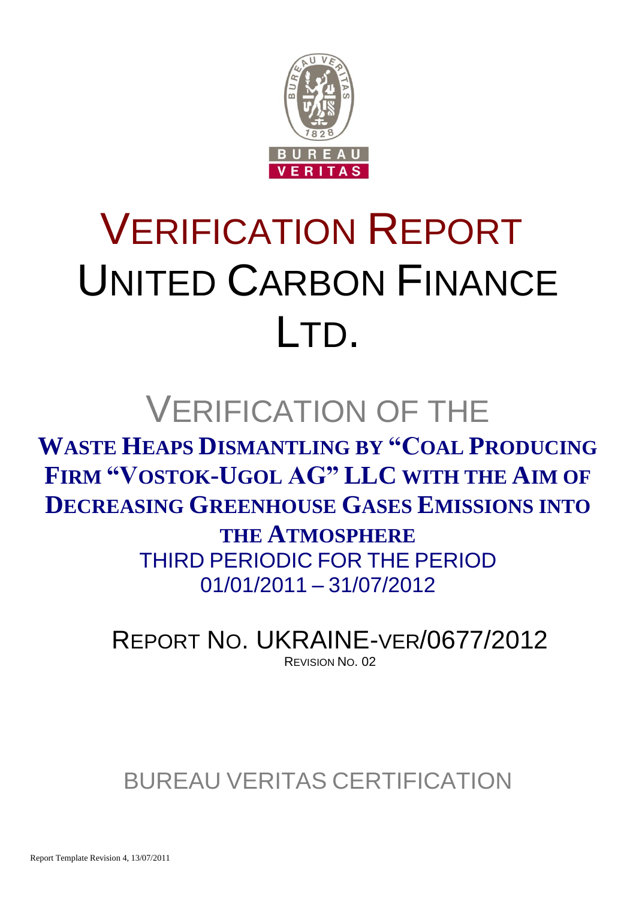# VERIFICATION REPORT
# UNITED CARBON FINANCE LTD.

## VERIFICATION OF THE

**WASTE HEAPS DISMANTLING BY "COAL PRODUCING FIRM "VOSTOK-UGOL AG" LLC WITH THE AIM OF DECREASING GREENHOUSE GASES EMISSIONS INTO THE ATMOSPHERE**

THIRD PERIODIC FOR THE PERIOD 01/01/2011 – 31/07/2012

REPORT NO. UKRAINE-VER/0677/2012

REVISION NO. 02

BUREAU VERITAS CERTIFICATION

Report Template Revision 4, 13/07/2011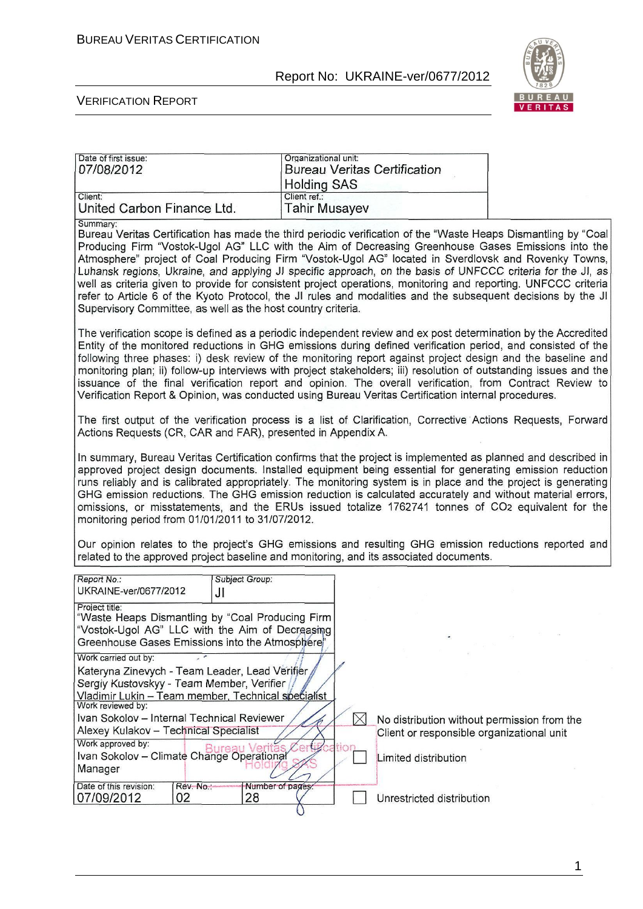| Date of first issue: 07/08/2012 | Organizational unit: Bureau Veritas Certification Holding SAS |
|---|---|
| Client: United Carbon Finance Ltd. | Client ref.: Tahir Musayev |

Summary:

Bureau Veritas Certification has made the third periodic verification of the "Waste Heaps Dismantling by "Coal Producing Firm "Vostok-Ugol AG" LLC with the Aim of Decreasing Greenhouse Gases Emissions into the Atmosphere" project of Coal Producing Firm "Vostok-Ugol AG" located in Sverdlovsk and Rovenky Towns, Luhansk regions, Ukraine, and applying JI specific approach, on the basis of UNFCCC criteria for the JI, as well as criteria given to provide for consistent project operations, monitoring and reporting. UNFCCC criteria refer to Article 6 of the Kyoto Protocol, the JI rules and modalities and the subsequent decisions by the JI Supervisory Committee, as well as the host country criteria.

The verification scope is defined as a periodic independent review and ex post determination by the Accredited Entity of the monitored reductions in GHG emissions during defined verification period, and consisted of the following three phases: i) desk review of the monitoring report against project design and the baseline and monitoring plan; ii) follow-up interviews with project stakeholders; iii) resolution of outstanding issues and the issuance of the final verification report and opinion. The overall verification, from Contract Review to Verification Report & Opinion, was conducted using Bureau Veritas Certification internal procedures.

The first output of the verification process is a list of Clarification, Corrective Actions Requests, Forward Actions Requests (CR, CAR and FAR), presented in Appendix A.

In summary, Bureau Veritas Certification confirms that the project is implemented as planned and described in approved project design documents. Installed equipment being essential for generating emission reduction runs reliably and is calibrated appropriately. The monitoring system is in place and the project is generating GHG emission reductions. The GHG emission reduction is calculated accurately and without material errors, omissions, or misstatements, and the ERUs issued totalize 1762741 tonnes of $CO_2$ equivalent for the monitoring period from 01/01/2011 to 31/07/2012.

Our opinion relates to the project's GHG emissions and resulting GHG emission reductions reported and related to the approved project baseline and monitoring, and its associated documents.

| Report No.: UKRAINE-ver/0677/2012 | Subject Group: JI | |
|---|---|---|
| Project title: "Waste Heaps Dismantling by "Coal Producing Firm "Vostok-Ugol AG" LLC with the Aim of Decreasing Greenhouse Gases Emissions into the Atmosphere" | | |
| Work carried out by: Kateryna Zinevych - Team Leader, Lead Verifier; Sergiy Kustovskyy - Team Member, Verifier; Vladimir Lukin – Team member, Technical specialist | | |
| Work reviewed by: Ivan Sokolov – Internal Technical Reviewer; Alexey Kulakov – Technical Specialist | | |
| Work approved by: Ivan Sokolov – Climate Change Operational Manager | | |
| Date of this revision: 07/09/2012 | Rev. No.: 02 | Number of pages: 28 |

- [x] No distribution without permission from the Client or responsible organizational unit
- [ ] Limited distribution
- [ ] Unrestricted distribution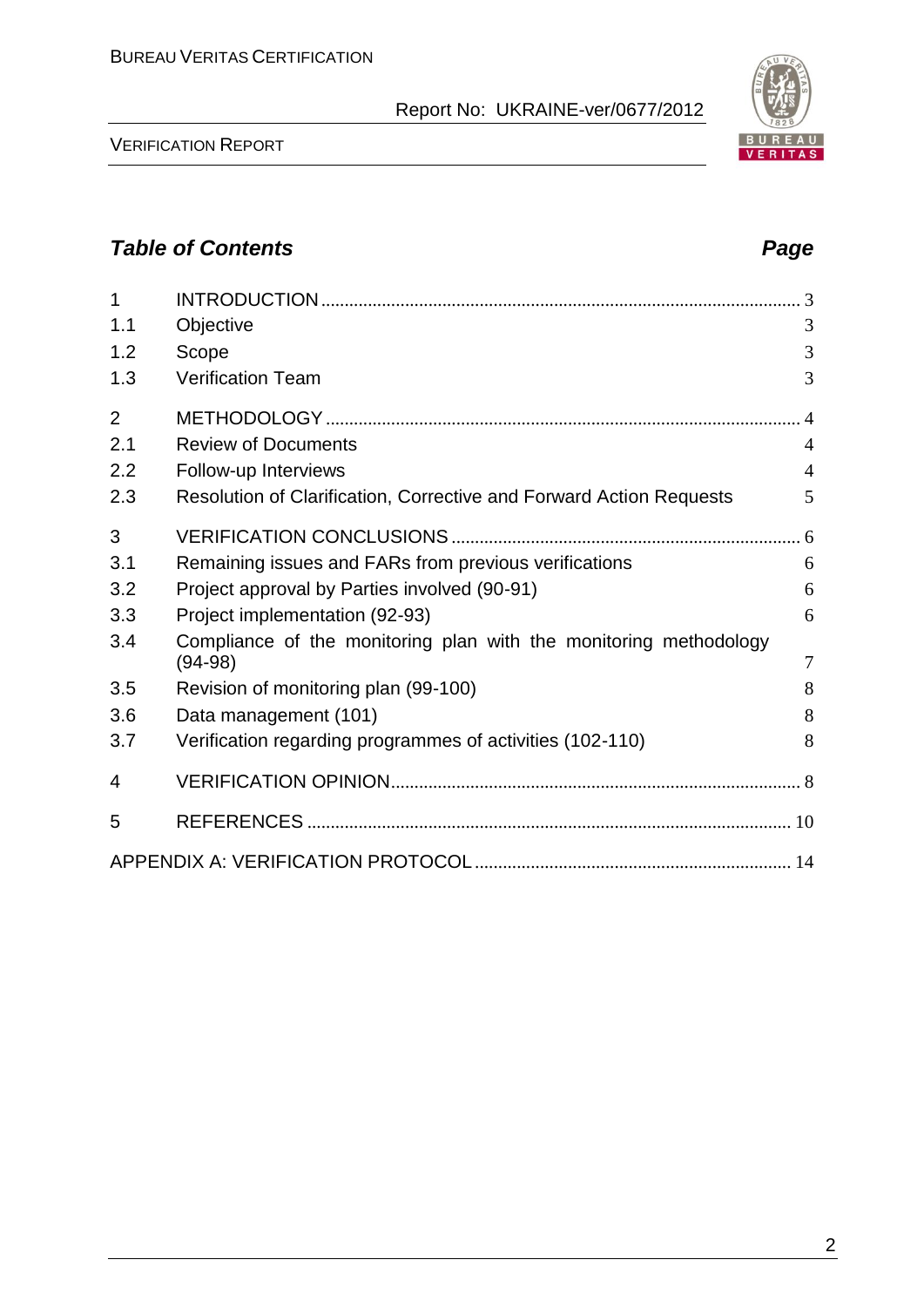## *Table of Contents* — *Page*

| | | |
|---|---|---|
| 1 | INTRODUCTION | 3 |
| 1.1 | Objective | 3 |
| 1.2 | Scope | 3 |
| 1.3 | Verification Team | 3 |
| 2 | METHODOLOGY | 4 |
| 2.1 | Review of Documents | 4 |
| 2.2 | Follow-up Interviews | 4 |
| 2.3 | Resolution of Clarification, Corrective and Forward Action Requests | 5 |
| 3 | VERIFICATION CONCLUSIONS | 6 |
| 3.1 | Remaining issues and FARs from previous verifications | 6 |
| 3.2 | Project approval by Parties involved (90-91) | 6 |
| 3.3 | Project implementation (92-93) | 6 |
| 3.4 | Compliance of the monitoring plan with the monitoring methodology (94-98) | 7 |
| 3.5 | Revision of monitoring plan (99-100) | 8 |
| 3.6 | Data management (101) | 8 |
| 3.7 | Verification regarding programmes of activities (102-110) | 8 |
| 4 | VERIFICATION OPINION | 8 |
| 5 | REFERENCES | 10 |
| | APPENDIX A: VERIFICATION PROTOCOL | 14 |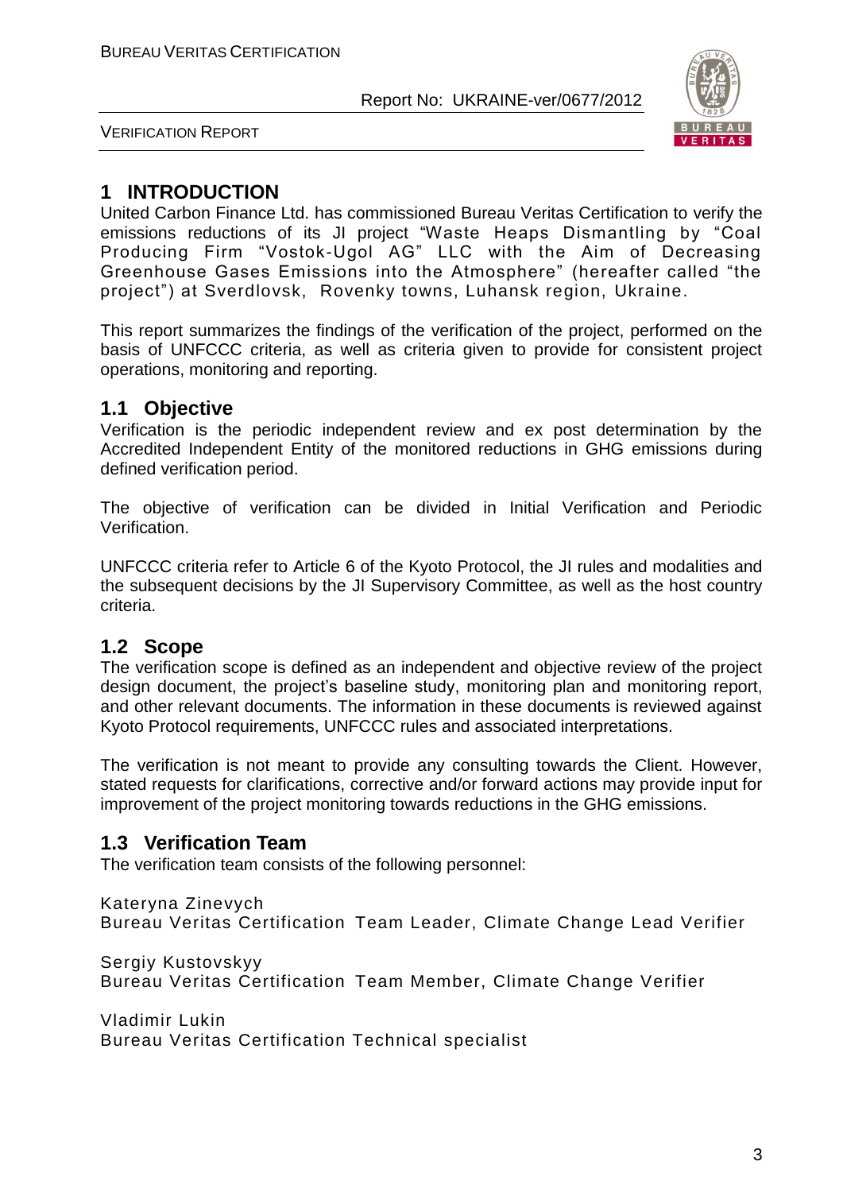# 1 INTRODUCTION

United Carbon Finance Ltd. has commissioned Bureau Veritas Certification to verify the emissions reductions of its JI project "Waste Heaps Dismantling by "Coal Producing Firm "Vostok-Ugol AG" LLC with the Aim of Decreasing Greenhouse Gases Emissions into the Atmosphere" (hereafter called "the project") at Sverdlovsk, Rovenky towns, Luhansk region, Ukraine.

This report summarizes the findings of the verification of the project, performed on the basis of UNFCCC criteria, as well as criteria given to provide for consistent project operations, monitoring and reporting.

## 1.1 Objective

Verification is the periodic independent review and ex post determination by the Accredited Independent Entity of the monitored reductions in GHG emissions during defined verification period.

The objective of verification can be divided in Initial Verification and Periodic Verification.

UNFCCC criteria refer to Article 6 of the Kyoto Protocol, the JI rules and modalities and the subsequent decisions by the JI Supervisory Committee, as well as the host country criteria.

## 1.2 Scope

The verification scope is defined as an independent and objective review of the project design document, the project's baseline study, monitoring plan and monitoring report, and other relevant documents. The information in these documents is reviewed against Kyoto Protocol requirements, UNFCCC rules and associated interpretations.

The verification is not meant to provide any consulting towards the Client. However, stated requests for clarifications, corrective and/or forward actions may provide input for improvement of the project monitoring towards reductions in the GHG emissions.

## 1.3 Verification Team

The verification team consists of the following personnel:

Kateryna Zinevych
Bureau Veritas Certification Team Leader, Climate Change Lead Verifier

Sergiy Kustovskyy
Bureau Veritas Certification Team Member, Climate Change Verifier

Vladimir Lukin
Bureau Veritas Certification Technical specialist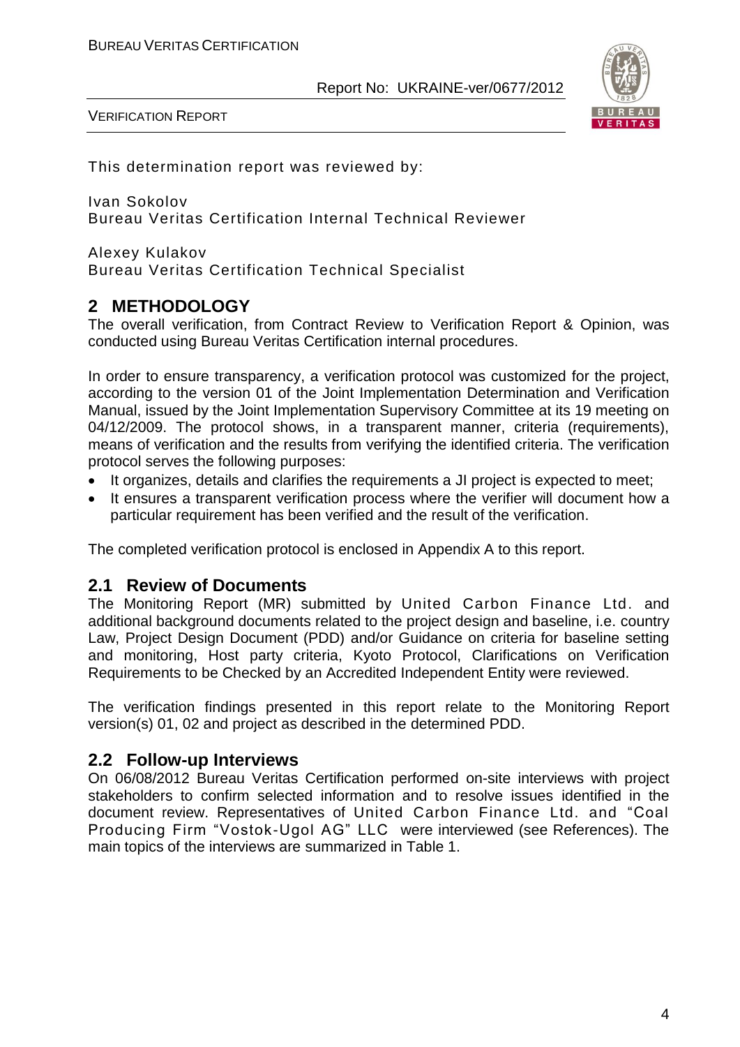This determination report was reviewed by:

Ivan Sokolov
Bureau Veritas Certification Internal Technical Reviewer

Alexey Kulakov
Bureau Veritas Certification Technical Specialist

## 2 METHODOLOGY

The overall verification, from Contract Review to Verification Report & Opinion, was conducted using Bureau Veritas Certification internal procedures.

In order to ensure transparency, a verification protocol was customized for the project, according to the version 01 of the Joint Implementation Determination and Verification Manual, issued by the Joint Implementation Supervisory Committee at its 19 meeting on 04/12/2009. The protocol shows, in a transparent manner, criteria (requirements), means of verification and the results from verifying the identified criteria. The verification protocol serves the following purposes:

- It organizes, details and clarifies the requirements a JI project is expected to meet;
- It ensures a transparent verification process where the verifier will document how a particular requirement has been verified and the result of the verification.

The completed verification protocol is enclosed in Appendix A to this report.

### 2.1 Review of Documents

The Monitoring Report (MR) submitted by United Carbon Finance Ltd. and additional background documents related to the project design and baseline, i.e. country Law, Project Design Document (PDD) and/or Guidance on criteria for baseline setting and monitoring, Host party criteria, Kyoto Protocol, Clarifications on Verification Requirements to be Checked by an Accredited Independent Entity were reviewed.

The verification findings presented in this report relate to the Monitoring Report version(s) 01, 02 and project as described in the determined PDD.

### 2.2 Follow-up Interviews

On 06/08/2012 Bureau Veritas Certification performed on-site interviews with project stakeholders to confirm selected information and to resolve issues identified in the document review. Representatives of United Carbon Finance Ltd. and "Coal Producing Firm "Vostok-Ugol AG" LLC were interviewed (see References). The main topics of the interviews are summarized in Table 1.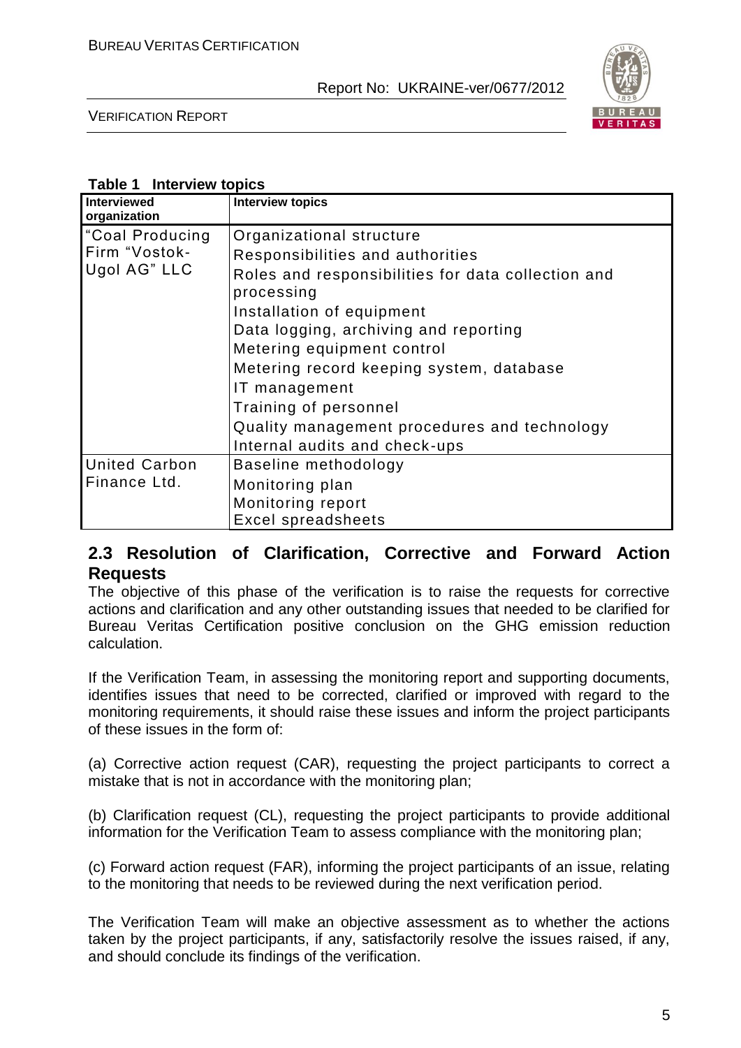**Table 1 Interview topics**

| Interviewed organization | Interview topics |
|---|---|
| "Coal Producing Firm "Vostok-Ugol AG" LLC | Organizational structure<br>Responsibilities and authorities<br>Roles and responsibilities for data collection and processing<br>Installation of equipment<br>Data logging, archiving and reporting<br>Metering equipment control<br>Metering record keeping system, database<br>IT management<br>Training of personnel<br>Quality management procedures and technology<br>Internal audits and check-ups |
| United Carbon Finance Ltd. | Baseline methodology<br>Monitoring plan<br>Monitoring report<br>Excel spreadsheets |

## 2.3 Resolution of Clarification, Corrective and Forward Action Requests

The objective of this phase of the verification is to raise the requests for corrective actions and clarification and any other outstanding issues that needed to be clarified for Bureau Veritas Certification positive conclusion on the GHG emission reduction calculation.

If the Verification Team, in assessing the monitoring report and supporting documents, identifies issues that need to be corrected, clarified or improved with regard to the monitoring requirements, it should raise these issues and inform the project participants of these issues in the form of:

(a) Corrective action request (CAR), requesting the project participants to correct a mistake that is not in accordance with the monitoring plan;

(b) Clarification request (CL), requesting the project participants to provide additional information for the Verification Team to assess compliance with the monitoring plan;

(c) Forward action request (FAR), informing the project participants of an issue, relating to the monitoring that needs to be reviewed during the next verification period.

The Verification Team will make an objective assessment as to whether the actions taken by the project participants, if any, satisfactorily resolve the issues raised, if any, and should conclude its findings of the verification.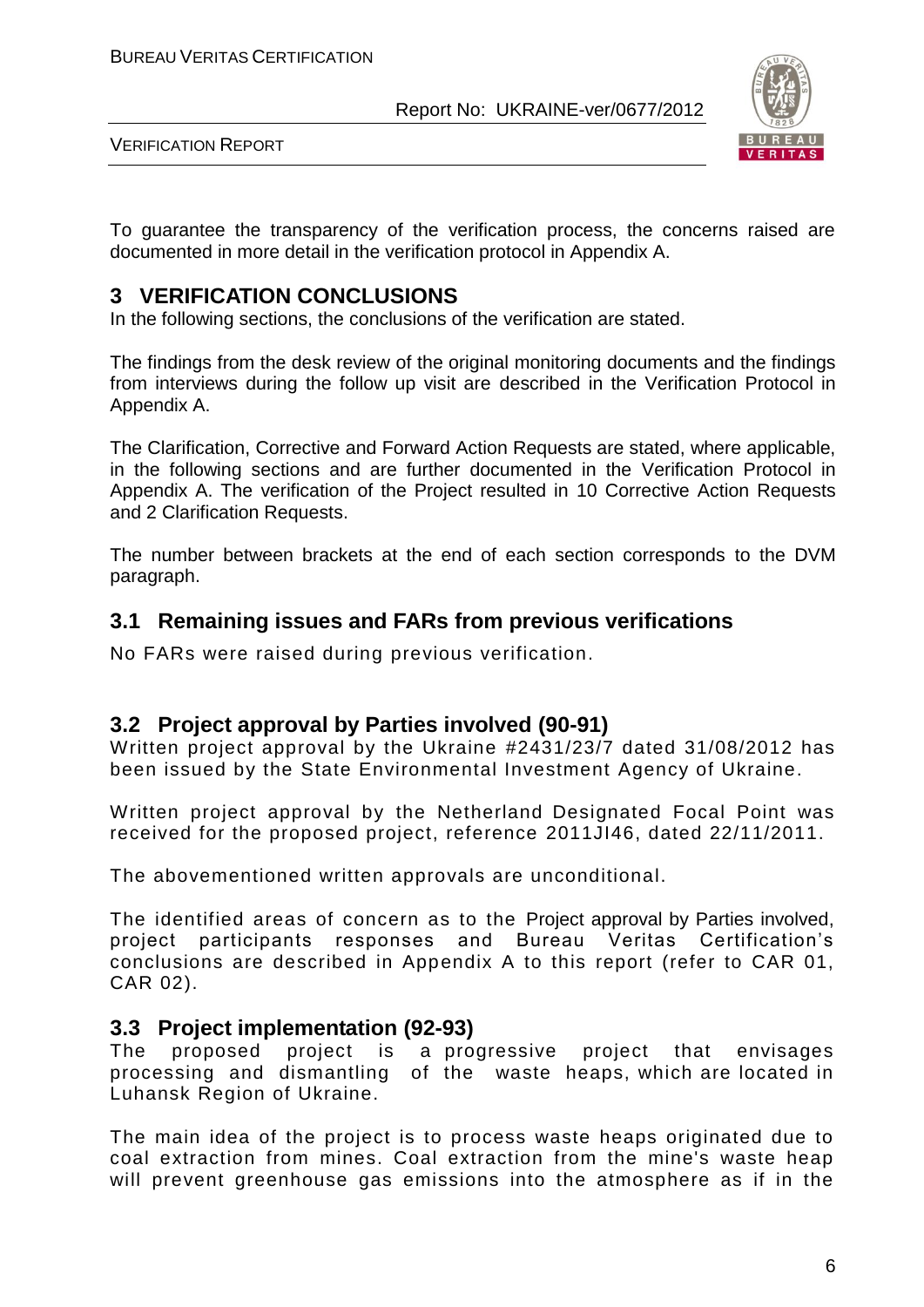To guarantee the transparency of the verification process, the concerns raised are documented in more detail in the verification protocol in Appendix A.

# 3 VERIFICATION CONCLUSIONS

In the following sections, the conclusions of the verification are stated.

The findings from the desk review of the original monitoring documents and the findings from interviews during the follow up visit are described in the Verification Protocol in Appendix A.

The Clarification, Corrective and Forward Action Requests are stated, where applicable, in the following sections and are further documented in the Verification Protocol in Appendix A. The verification of the Project resulted in 10 Corrective Action Requests and 2 Clarification Requests.

The number between brackets at the end of each section corresponds to the DVM paragraph.

## 3.1 Remaining issues and FARs from previous verifications

No FARs were raised during previous verification.

## 3.2 Project approval by Parties involved (90-91)

Written project approval by the Ukraine #2431/23/7 dated 31/08/2012 has been issued by the State Environmental Investment Agency of Ukraine.

Written project approval by the Netherland Designated Focal Point was received for the proposed project, reference 2011JI46, dated 22/11/2011.

The abovementioned written approvals are unconditional.

The identified areas of concern as to the Project approval by Parties involved, project participants responses and Bureau Veritas Certification's conclusions are described in Appendix A to this report (refer to CAR 01, CAR 02).

## 3.3 Project implementation (92-93)

The proposed project is a progressive project that envisages processing and dismantling of the waste heaps, which are located in Luhansk Region of Ukraine.

The main idea of the project is to process waste heaps originated due to coal extraction from mines. Coal extraction from the mine's waste heap will prevent greenhouse gas emissions into the atmosphere as if in the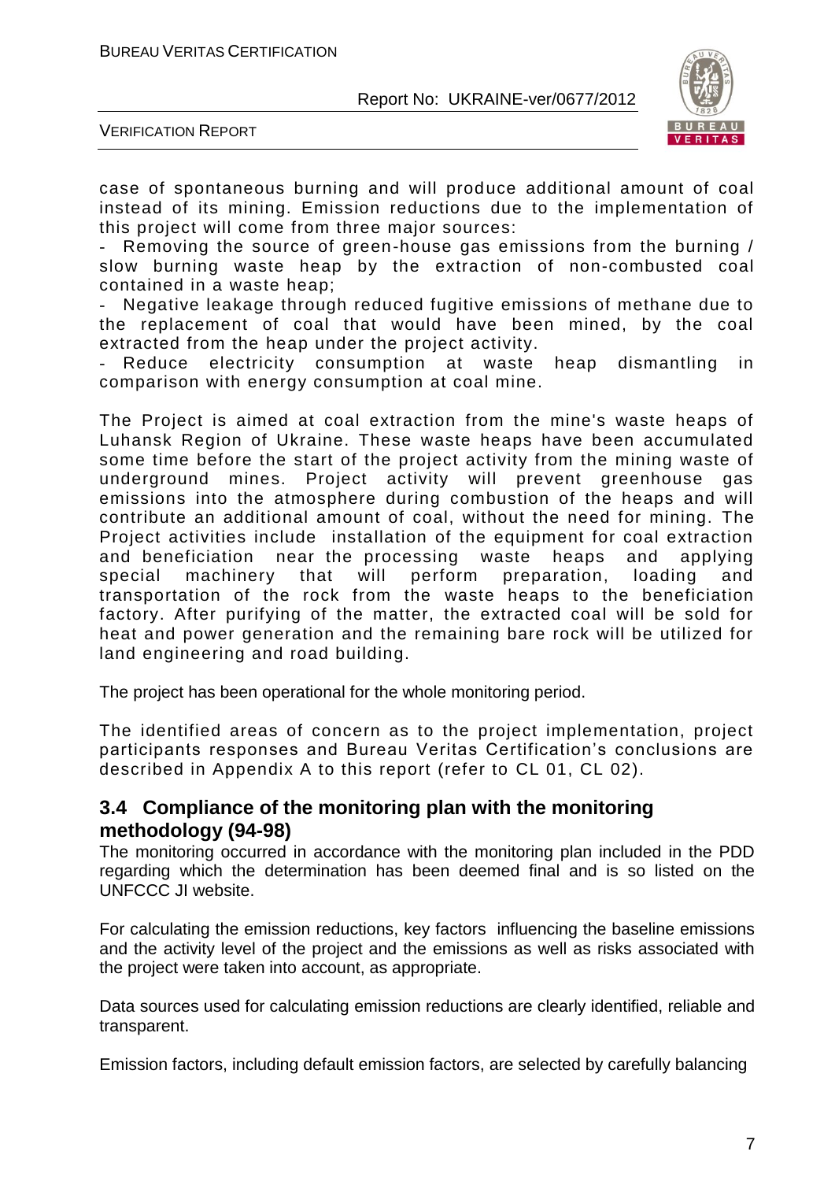case of spontaneous burning and will produce additional amount of coal instead of its mining. Emission reductions due to the implementation of this project will come from three major sources:

- Removing the source of green-house gas emissions from the burning / slow burning waste heap by the extraction of non-combusted coal contained in a waste heap;
- Negative leakage through reduced fugitive emissions of methane due to the replacement of coal that would have been mined, by the coal extracted from the heap under the project activity.
- Reduce electricity consumption at waste heap dismantling in comparison with energy consumption at coal mine.

The Project is aimed at coal extraction from the mine's waste heaps of Luhansk Region of Ukraine. These waste heaps have been accumulated some time before the start of the project activity from the mining waste of underground mines. Project activity will prevent greenhouse gas emissions into the atmosphere during combustion of the heaps and will contribute an additional amount of coal, without the need for mining. The Project activities include installation of the equipment for coal extraction and beneficiation near the processing waste heaps and applying special machinery that will perform preparation, loading and transportation of the rock from the waste heaps to the beneficiation factory. After purifying of the matter, the extracted coal will be sold for heat and power generation and the remaining bare rock will be utilized for land engineering and road building.

The project has been operational for the whole monitoring period.

The identified areas of concern as to the project implementation, project participants responses and Bureau Veritas Certification's conclusions are described in Appendix A to this report (refer to CL 01, CL 02).

## 3.4 Compliance of the monitoring plan with the monitoring methodology (94-98)

The monitoring occurred in accordance with the monitoring plan included in the PDD regarding which the determination has been deemed final and is so listed on the UNFCCC JI website.

For calculating the emission reductions, key factors influencing the baseline emissions and the activity level of the project and the emissions as well as risks associated with the project were taken into account, as appropriate.

Data sources used for calculating emission reductions are clearly identified, reliable and transparent.

Emission factors, including default emission factors, are selected by carefully balancing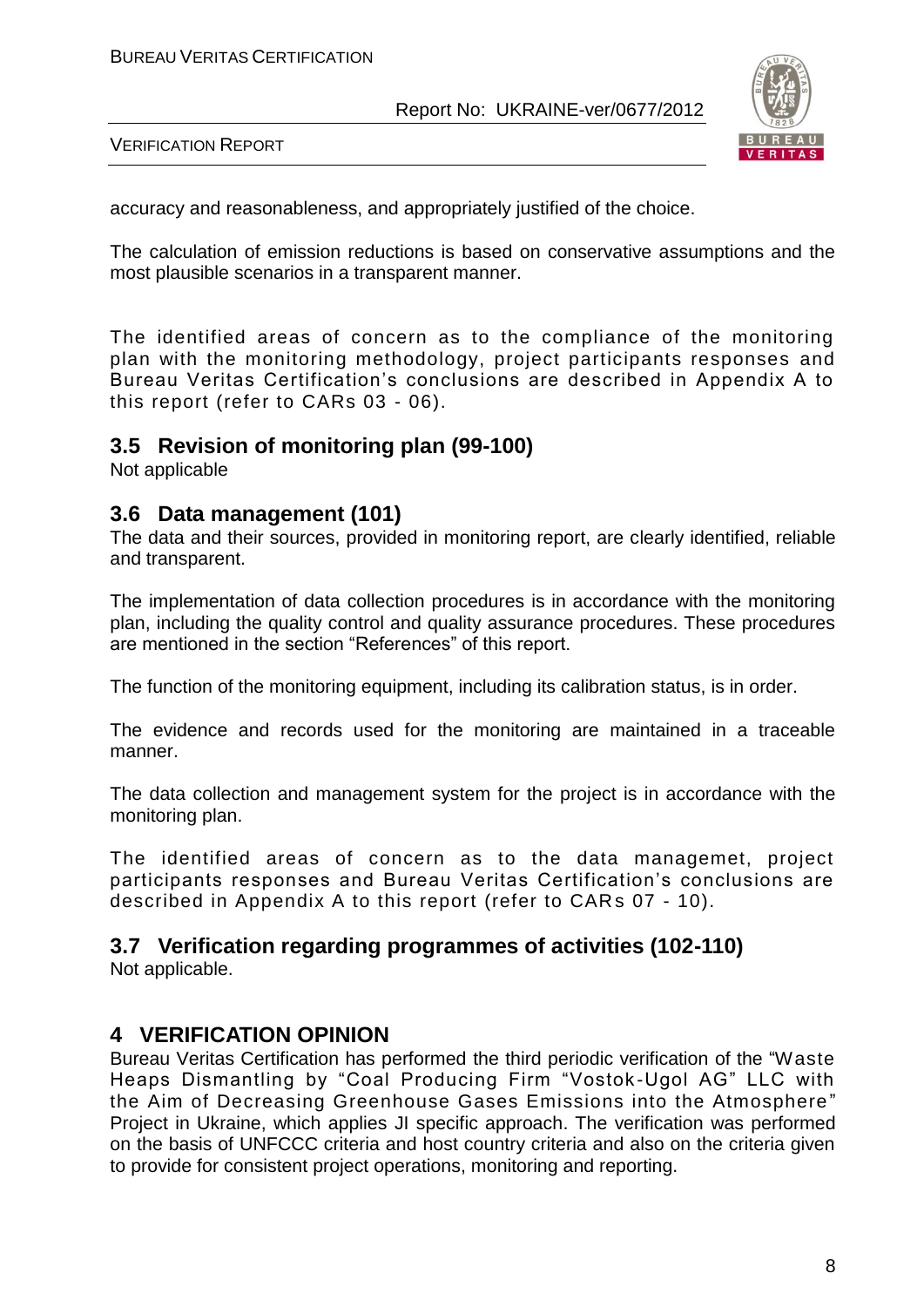accuracy and reasonableness, and appropriately justified of the choice.

The calculation of emission reductions is based on conservative assumptions and the most plausible scenarios in a transparent manner.

The identified areas of concern as to the compliance of the monitoring plan with the monitoring methodology, project participants responses and Bureau Veritas Certification's conclusions are described in Appendix A to this report (refer to CARs 03 - 06).

## 3.5 Revision of monitoring plan (99-100)

Not applicable

## 3.6 Data management (101)

The data and their sources, provided in monitoring report, are clearly identified, reliable and transparent.

The implementation of data collection procedures is in accordance with the monitoring plan, including the quality control and quality assurance procedures. These procedures are mentioned in the section "References" of this report.

The function of the monitoring equipment, including its calibration status, is in order.

The evidence and records used for the monitoring are maintained in a traceable manner.

The data collection and management system for the project is in accordance with the monitoring plan.

The identified areas of concern as to the data managemet, project participants responses and Bureau Veritas Certification's conclusions are described in Appendix A to this report (refer to CARs 07 - 10).

## 3.7 Verification regarding programmes of activities (102-110)

Not applicable.

# 4 VERIFICATION OPINION

Bureau Veritas Certification has performed the third periodic verification of the "Waste Heaps Dismantling by "Coal Producing Firm "Vostok-Ugol AG" LLC with the Aim of Decreasing Greenhouse Gases Emissions into the Atmosphere" Project in Ukraine, which applies JI specific approach. The verification was performed on the basis of UNFCCC criteria and host country criteria and also on the criteria given to provide for consistent project operations, monitoring and reporting.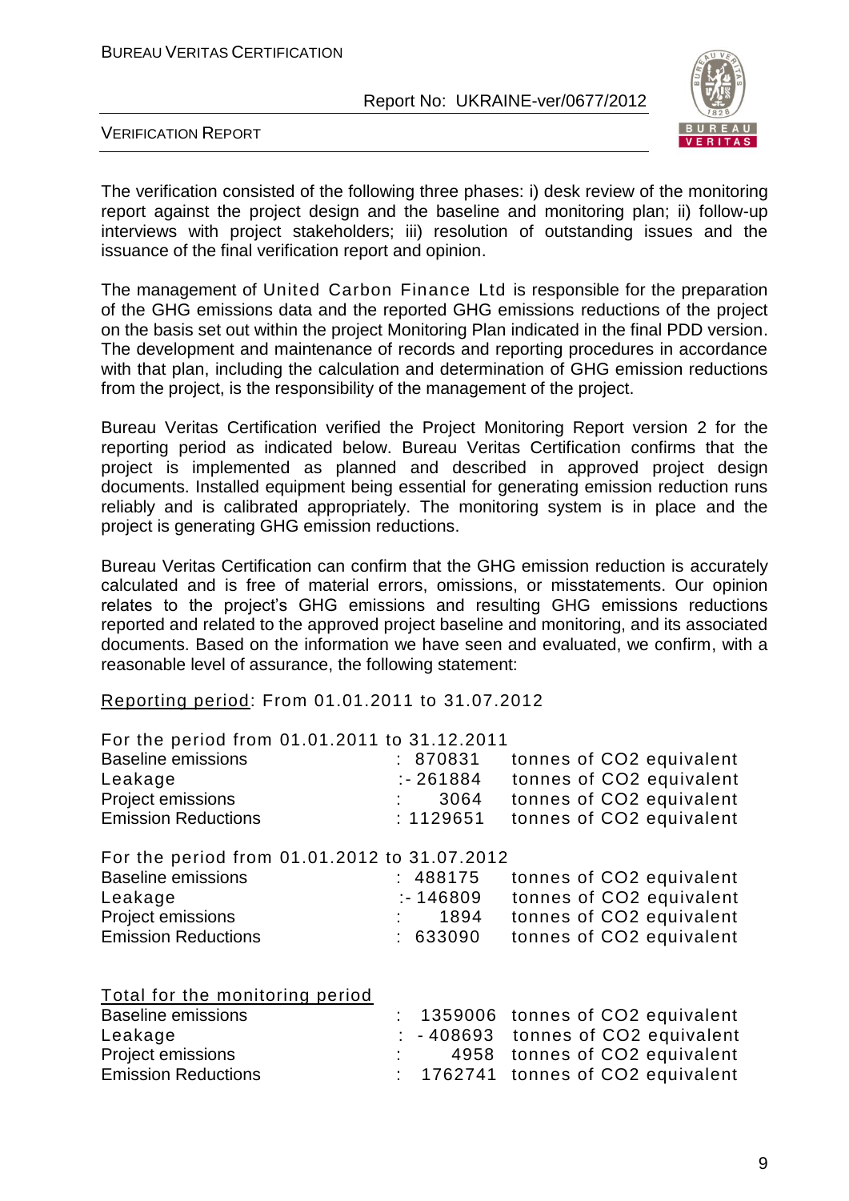The verification consisted of the following three phases: i) desk review of the monitoring report against the project design and the baseline and monitoring plan; ii) follow-up interviews with project stakeholders; iii) resolution of outstanding issues and the issuance of the final verification report and opinion.

The management of United Carbon Finance Ltd is responsible for the preparation of the GHG emissions data and the reported GHG emissions reductions of the project on the basis set out within the project Monitoring Plan indicated in the final PDD version. The development and maintenance of records and reporting procedures in accordance with that plan, including the calculation and determination of GHG emission reductions from the project, is the responsibility of the management of the project.

Bureau Veritas Certification verified the Project Monitoring Report version 2 for the reporting period as indicated below. Bureau Veritas Certification confirms that the project is implemented as planned and described in approved project design documents. Installed equipment being essential for generating emission reduction runs reliably and is calibrated appropriately. The monitoring system is in place and the project is generating GHG emission reductions.

Bureau Veritas Certification can confirm that the GHG emission reduction is accurately calculated and is free of material errors, omissions, or misstatements. Our opinion relates to the project's GHG emissions and resulting GHG emissions reductions reported and related to the approved project baseline and monitoring, and its associated documents. Based on the information we have seen and evaluated, we confirm, with a reasonable level of assurance, the following statement:

Reporting period: From 01.01.2011 to 31.07.2012

For the period from 01.01.2011 to 31.12.2011

| | | |
|---|---|---|
| Baseline emissions | : 870831 | tonnes of CO2 equivalent |
| Leakage | :- 261884 | tonnes of CO2 equivalent |
| Project emissions | : 3064 | tonnes of CO2 equivalent |
| Emission Reductions | : 1129651 | tonnes of CO2 equivalent |

For the period from 01.01.2012 to 31.07.2012

| | | |
|---|---|---|
| Baseline emissions | : 488175 | tonnes of CO2 equivalent |
| Leakage | :- 146809 | tonnes of CO2 equivalent |
| Project emissions | : 1894 | tonnes of CO2 equivalent |
| Emission Reductions | : 633090 | tonnes of CO2 equivalent |

Total for the monitoring period

| | | |
|---|---|---|
| Baseline emissions | : 1359006 | tonnes of CO2 equivalent |
| Leakage | : - 408693 | tonnes of CO2 equivalent |
| Project emissions | : 4958 | tonnes of CO2 equivalent |
| Emission Reductions | : 1762741 | tonnes of CO2 equivalent |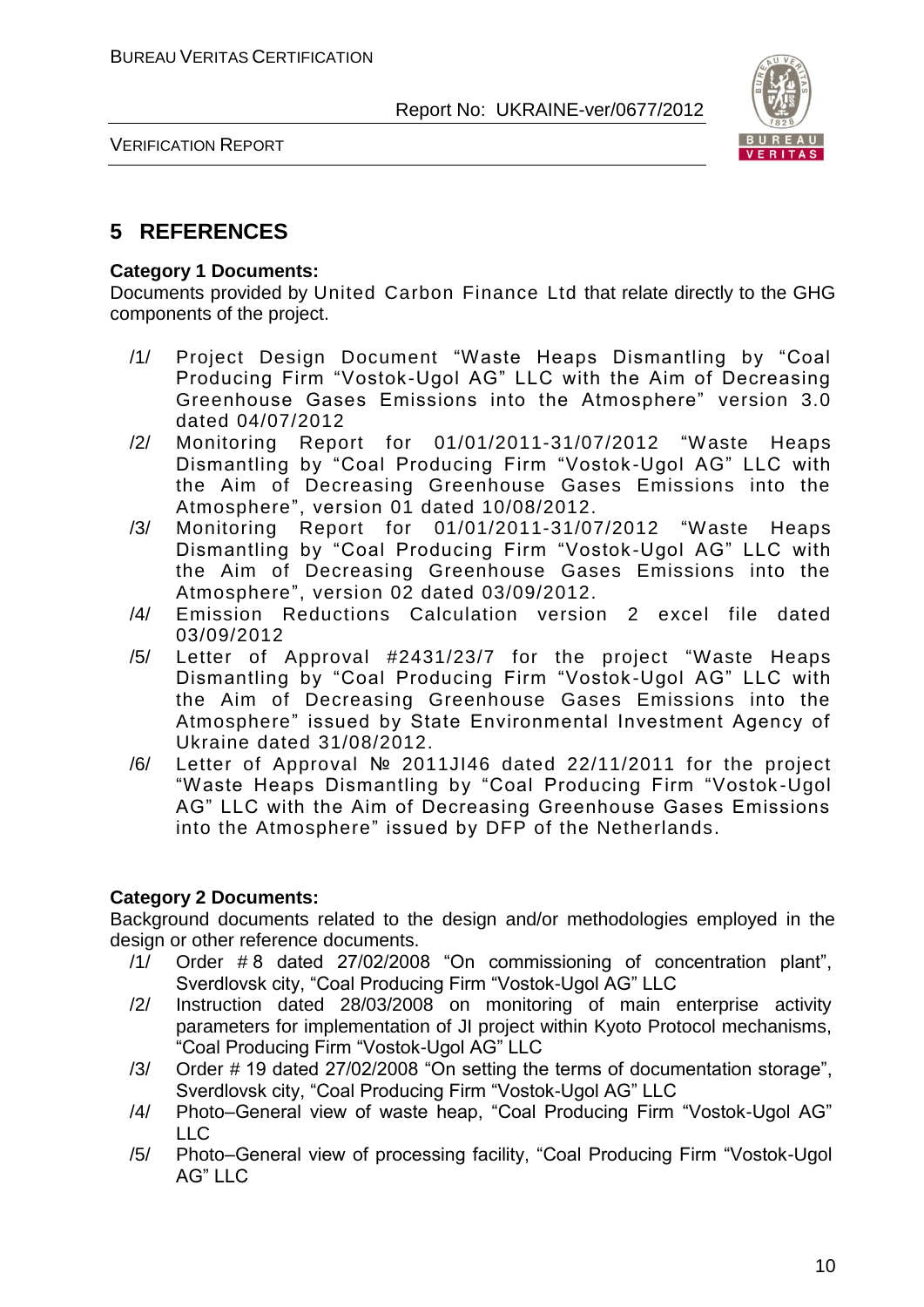# 5 REFERENCES

**Category 1 Documents:**

Documents provided by United Carbon Finance Ltd that relate directly to the GHG components of the project.

/1/ Project Design Document "Waste Heaps Dismantling by "Coal Producing Firm "Vostok-Ugol AG" LLC with the Aim of Decreasing Greenhouse Gases Emissions into the Atmosphere" version 3.0 dated 04/07/2012

/2/ Monitoring Report for 01/01/2011-31/07/2012 "Waste Heaps Dismantling by "Coal Producing Firm "Vostok-Ugol AG" LLC with the Aim of Decreasing Greenhouse Gases Emissions into the Atmosphere", version 01 dated 10/08/2012.

/3/ Monitoring Report for 01/01/2011-31/07/2012 "Waste Heaps Dismantling by "Coal Producing Firm "Vostok-Ugol AG" LLC with the Aim of Decreasing Greenhouse Gases Emissions into the Atmosphere", version 02 dated 03/09/2012.

/4/ Emission Reductions Calculation version 2 excel file dated 03/09/2012

/5/ Letter of Approval #2431/23/7 for the project "Waste Heaps Dismantling by "Coal Producing Firm "Vostok-Ugol AG" LLC with the Aim of Decreasing Greenhouse Gases Emissions into the Atmosphere" issued by State Environmental Investment Agency of Ukraine dated 31/08/2012.

/6/ Letter of Approval № 2011JI46 dated 22/11/2011 for the project "Waste Heaps Dismantling by "Coal Producing Firm "Vostok-Ugol AG" LLC with the Aim of Decreasing Greenhouse Gases Emissions into the Atmosphere" issued by DFP of the Netherlands.

**Category 2 Documents:**

Background documents related to the design and/or methodologies employed in the design or other reference documents.

/1/ Order # 8 dated 27/02/2008 "On commissioning of concentration plant", Sverdlovsk city, "Coal Producing Firm "Vostok-Ugol AG" LLC

/2/ Instruction dated 28/03/2008 on monitoring of main enterprise activity parameters for implementation of JI project within Kyoto Protocol mechanisms, "Coal Producing Firm "Vostok-Ugol AG" LLC

/3/ Order # 19 dated 27/02/2008 "On setting the terms of documentation storage", Sverdlovsk city, "Coal Producing Firm "Vostok-Ugol AG" LLC

/4/ Photo–General view of waste heap, "Coal Producing Firm "Vostok-Ugol AG" LLC

/5/ Photo–General view of processing facility, "Coal Producing Firm "Vostok-Ugol AG" LLC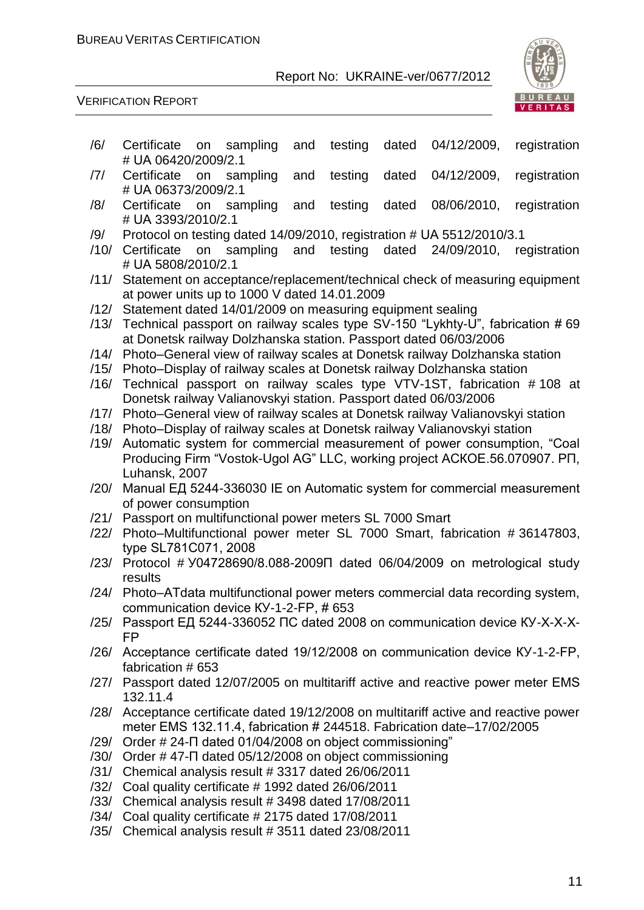/6/ Certificate on sampling and testing dated 04/12/2009, registration # UA 06420/2009/2.1

/7/ Certificate on sampling and testing dated 04/12/2009, registration # UA 06373/2009/2.1

/8/ Certificate on sampling and testing dated 08/06/2010, registration # UA 3393/2010/2.1

/9/ Protocol on testing dated 14/09/2010, registration # UA 5512/2010/3.1

/10/ Certificate on sampling and testing dated 24/09/2010, registration # UA 5808/2010/2.1

/11/ Statement on acceptance/replacement/technical check of measuring equipment at power units up to 1000 V dated 14.01.2009

/12/ Statement dated 14/01/2009 on measuring equipment sealing

/13/ Technical passport on railway scales type SV-150 "Lykhty-U", fabrication # 69 at Donetsk railway Dolzhanska station. Passport dated 06/03/2006

/14/ Photo–General view of railway scales at Donetsk railway Dolzhanska station

/15/ Photo–Display of railway scales at Donetsk railway Dolzhanska station

/16/ Technical passport on railway scales type VTV-1ST, fabrication # 108 at Donetsk railway Valianovskyi station. Passport dated 06/03/2006

/17/ Photo–General view of railway scales at Donetsk railway Valianovskyi station

/18/ Photo–Display of railway scales at Donetsk railway Valianovskyi station

/19/ Automatic system for commercial measurement of power consumption, "Coal Producing Firm "Vostok-Ugol AG" LLC, working project АСКОЕ.56.070907. РП, Luhansk, 2007

/20/ Manual ЕД 5244-336030 IE on Automatic system for commercial measurement of power consumption

/21/ Passport on multifunctional power meters SL 7000 Smart

/22/ Photo–Multifunctional power meter SL 7000 Smart, fabrication # 36147803, type SL781C071, 2008

/23/ Protocol # У04728690/8.088-2009П dated 06/04/2009 on metrological study results

/24/ Photo–ATdata multifunctional power meters commercial data recording system, communication device КУ-1-2-FP, # 653

/25/ Passport ЕД 5244-336052 ПС dated 2008 on communication device КУ-Х-Х-Х-FP

/26/ Acceptance certificate dated 19/12/2008 on communication device КУ-1-2-FP, fabrication # 653

/27/ Passport dated 12/07/2005 on multitariff active and reactive power meter EMS 132.11.4

/28/ Acceptance certificate dated 19/12/2008 on multitariff active and reactive power meter EMS 132.11.4, fabrication # 244518. Fabrication date–17/02/2005

/29/ Order # 24-П dated 01/04/2008 on object commissioning"

/30/ Order # 47-П dated 05/12/2008 on object commissioning

/31/ Chemical analysis result # 3317 dated 26/06/2011

/32/ Coal quality certificate # 1992 dated 26/06/2011

/33/ Chemical analysis result # 3498 dated 17/08/2011

/34/ Coal quality certificate # 2175 dated 17/08/2011

/35/ Chemical analysis result # 3511 dated 23/08/2011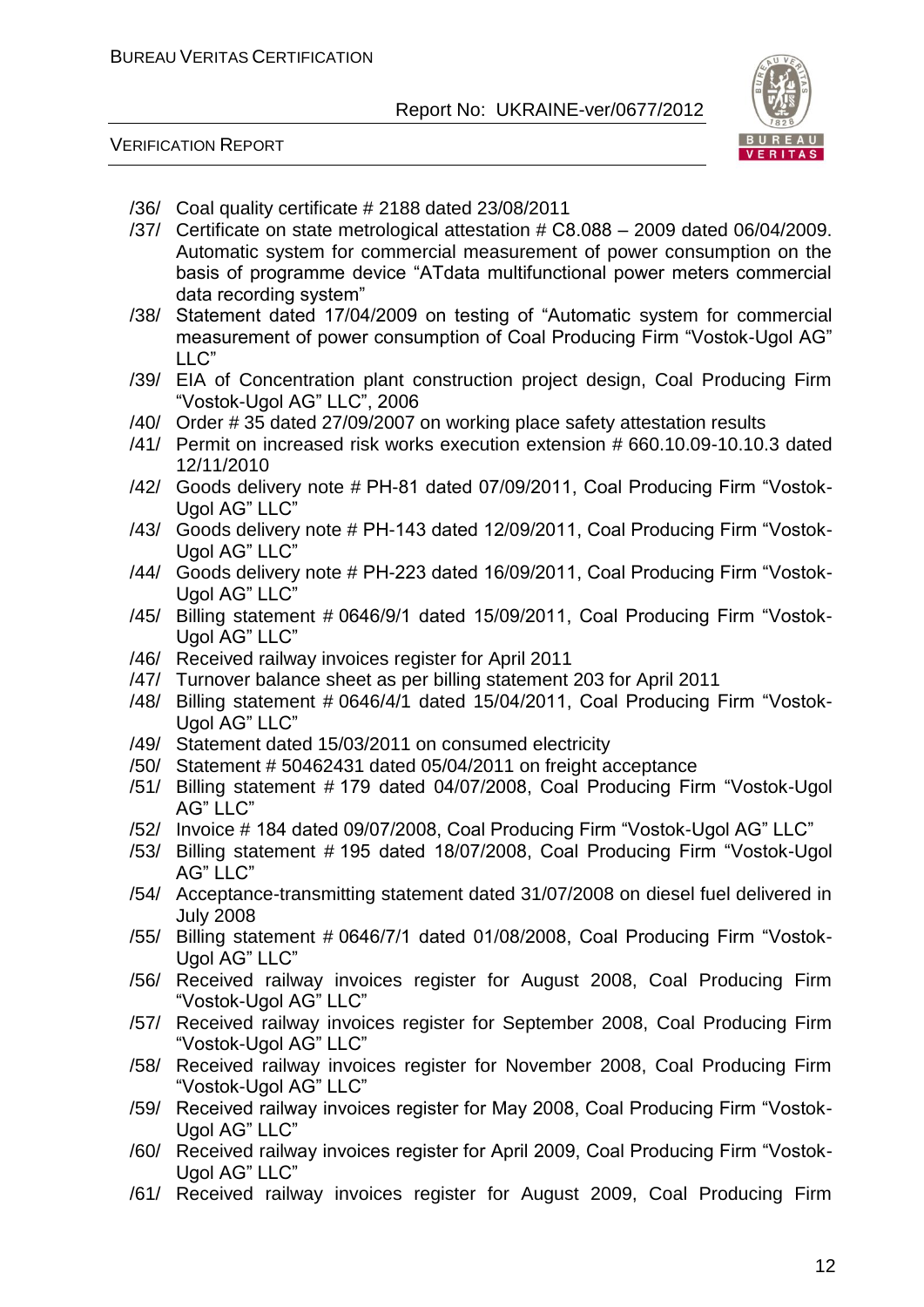/36/ Coal quality certificate # 2188 dated 23/08/2011

/37/ Certificate on state metrological attestation # C8.088 – 2009 dated 06/04/2009. Automatic system for commercial measurement of power consumption on the basis of programme device "ATdata multifunctional power meters commercial data recording system"

/38/ Statement dated 17/04/2009 on testing of "Automatic system for commercial measurement of power consumption of Coal Producing Firm "Vostok-Ugol AG" LLC"

/39/ EIA of Concentration plant construction project design, Coal Producing Firm "Vostok-Ugol AG" LLC", 2006

/40/ Order # 35 dated 27/09/2007 on working place safety attestation results

/41/ Permit on increased risk works execution extension # 660.10.09-10.10.3 dated 12/11/2010

/42/ Goods delivery note # PH-81 dated 07/09/2011, Coal Producing Firm "Vostok-Ugol AG" LLC"

/43/ Goods delivery note # PH-143 dated 12/09/2011, Coal Producing Firm "Vostok-Ugol AG" LLC"

/44/ Goods delivery note # PH-223 dated 16/09/2011, Coal Producing Firm "Vostok-Ugol AG" LLC"

/45/ Billing statement # 0646/9/1 dated 15/09/2011, Coal Producing Firm "Vostok-Ugol AG" LLC"

/46/ Received railway invoices register for April 2011

/47/ Turnover balance sheet as per billing statement 203 for April 2011

/48/ Billing statement # 0646/4/1 dated 15/04/2011, Coal Producing Firm "Vostok-Ugol AG" LLC"

/49/ Statement dated 15/03/2011 on consumed electricity

/50/ Statement # 50462431 dated 05/04/2011 on freight acceptance

/51/ Billing statement # 179 dated 04/07/2008, Coal Producing Firm "Vostok-Ugol AG" LLC"

/52/ Invoice # 184 dated 09/07/2008, Coal Producing Firm "Vostok-Ugol AG" LLC"

/53/ Billing statement # 195 dated 18/07/2008, Coal Producing Firm "Vostok-Ugol AG" LLC"

/54/ Acceptance-transmitting statement dated 31/07/2008 on diesel fuel delivered in July 2008

/55/ Billing statement # 0646/7/1 dated 01/08/2008, Coal Producing Firm "Vostok-Ugol AG" LLC"

/56/ Received railway invoices register for August 2008, Coal Producing Firm "Vostok-Ugol AG" LLC"

/57/ Received railway invoices register for September 2008, Coal Producing Firm "Vostok-Ugol AG" LLC"

/58/ Received railway invoices register for November 2008, Coal Producing Firm "Vostok-Ugol AG" LLC"

/59/ Received railway invoices register for May 2008, Coal Producing Firm "Vostok-Ugol AG" LLC"

/60/ Received railway invoices register for April 2009, Coal Producing Firm "Vostok-Ugol AG" LLC"

/61/ Received railway invoices register for August 2009, Coal Producing Firm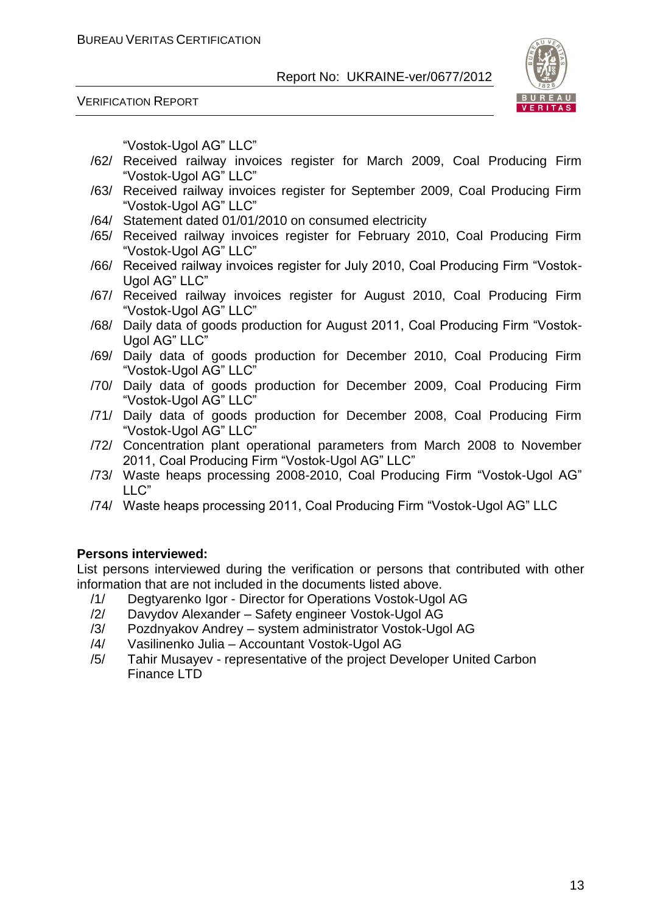"Vostok-Ugol AG" LLC"

/62/ Received railway invoices register for March 2009, Coal Producing Firm "Vostok-Ugol AG" LLC"

/63/ Received railway invoices register for September 2009, Coal Producing Firm "Vostok-Ugol AG" LLC"

/64/ Statement dated 01/01/2010 on consumed electricity

/65/ Received railway invoices register for February 2010, Coal Producing Firm "Vostok-Ugol AG" LLC"

/66/ Received railway invoices register for July 2010, Coal Producing Firm "Vostok-Ugol AG" LLC"

/67/ Received railway invoices register for August 2010, Coal Producing Firm "Vostok-Ugol AG" LLC"

/68/ Daily data of goods production for August 2011, Coal Producing Firm "Vostok-Ugol AG" LLC"

/69/ Daily data of goods production for December 2010, Coal Producing Firm "Vostok-Ugol AG" LLC"

/70/ Daily data of goods production for December 2009, Coal Producing Firm "Vostok-Ugol AG" LLC"

/71/ Daily data of goods production for December 2008, Coal Producing Firm "Vostok-Ugol AG" LLC"

/72/ Concentration plant operational parameters from March 2008 to November 2011, Coal Producing Firm "Vostok-Ugol AG" LLC"

/73/ Waste heaps processing 2008-2010, Coal Producing Firm "Vostok-Ugol AG" LLC"

/74/ Waste heaps processing 2011, Coal Producing Firm "Vostok-Ugol AG" LLC

**Persons interviewed:**

List persons interviewed during the verification or persons that contributed with other information that are not included in the documents listed above.

/1/ Degtyarenko Igor - Director for Operations Vostok-Ugol AG

/2/ Davydov Alexander – Safety engineer Vostok-Ugol AG

/3/ Pozdnyakov Andrey – system administrator Vostok-Ugol AG

/4/ Vasilinenko Julia – Accountant Vostok-Ugol AG

/5/ Tahir Musayev - representative of the project Developer United Carbon Finance LTD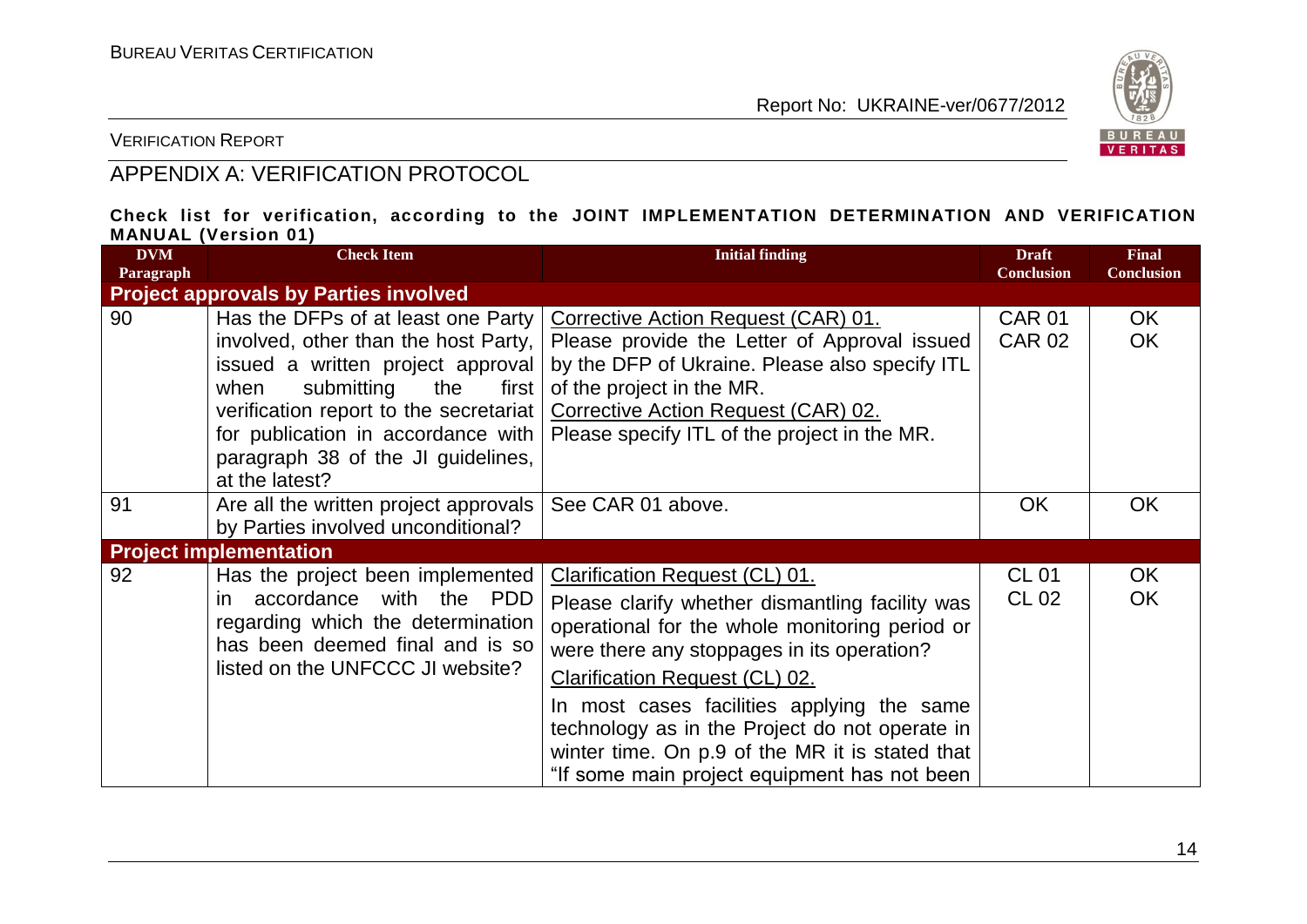## APPENDIX A: VERIFICATION PROTOCOL

**Check list for verification, according to the JOINT IMPLEMENTATION DETERMINATION AND VERIFICATION MANUAL (Version 01)**

| DVM Paragraph | Check Item | Initial finding | Draft Conclusion | Final Conclusion |
|---|---|---|---|---|
| **Project approvals by Parties involved** | | | | |
| 90 | Has the DFPs of at least one Party involved, other than the host Party, issued a written project approval when submitting the first verification report to the secretariat for publication in accordance with paragraph 38 of the JI guidelines, at the latest? | Corrective Action Request (CAR) 01.<br>Please provide the Letter of Approval issued by the DFP of Ukraine. Please also specify ITL of the project in the MR.<br>Corrective Action Request (CAR) 02.<br>Please specify ITL of the project in the MR. | CAR 01<br>CAR 02 | OK<br>OK |
| 91 | Are all the written project approvals by Parties involved unconditional? | See CAR 01 above. | OK | OK |
| **Project implementation** | | | | |
| 92 | Has the project been implemented in accordance with the PDD regarding which the determination has been deemed final and is so listed on the UNFCCC JI website? | Clarification Request (CL) 01.<br>Please clarify whether dismantling facility was operational for the whole monitoring period or were there any stoppages in its operation?<br>Clarification Request (CL) 02.<br>In most cases facilities applying the same technology as in the Project do not operate in winter time. On p.9 of the MR it is stated that "If some main project equipment has not been | CL 01<br>CL 02 | OK<br>OK |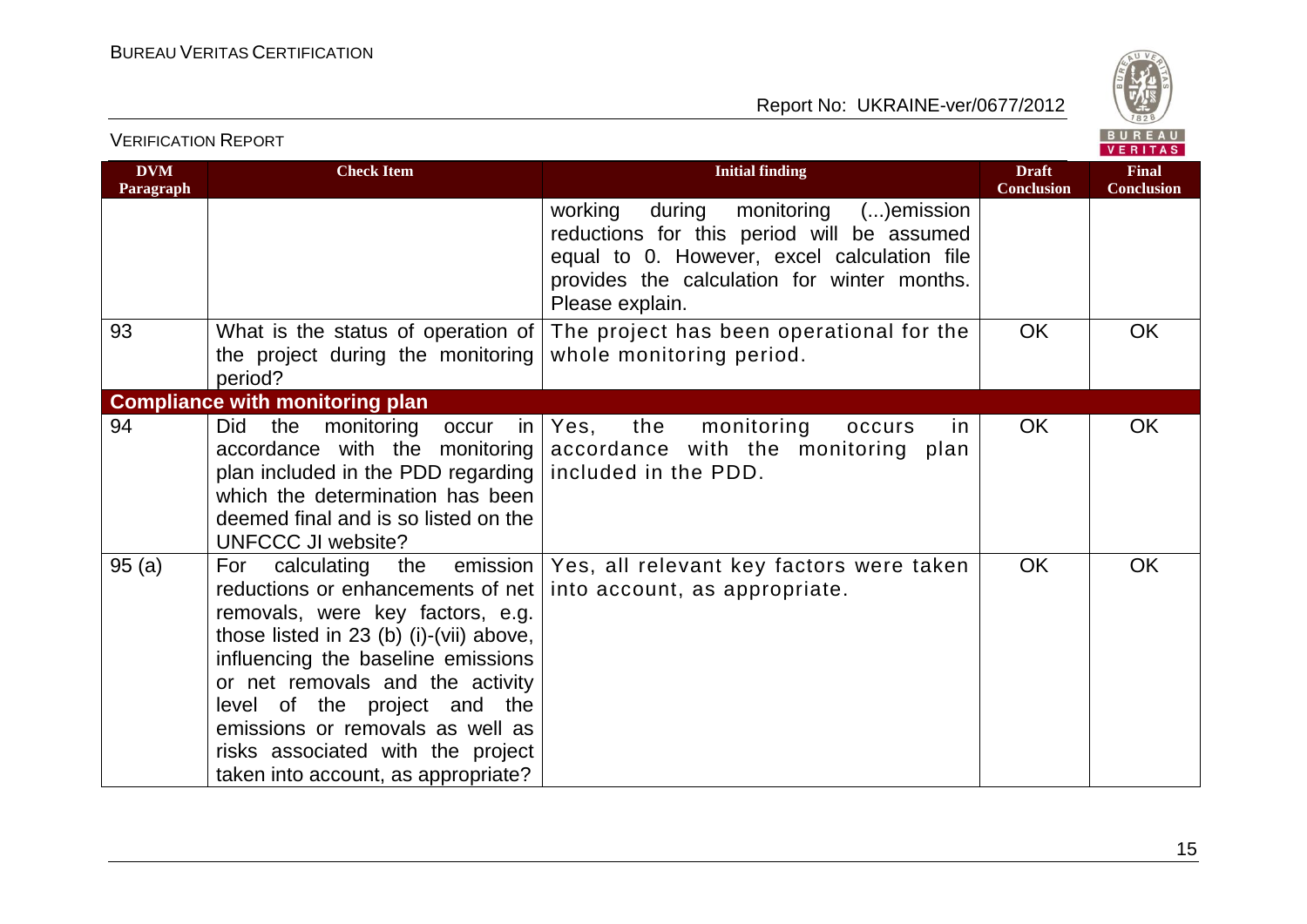| DVM Paragraph | Check Item | Initial finding | Draft Conclusion | Final Conclusion |
|---|---|---|---|---|
| | | working during monitoring (...)emission reductions for this period will be assumed equal to 0. However, excel calculation file provides the calculation for winter months. Please explain. | | |
| 93 | What is the status of operation of the project during the monitoring period? | The project has been operational for the whole monitoring period. | OK | OK |
| **Compliance with monitoring plan** | | | | |
| 94 | Did the monitoring occur in accordance with the monitoring plan included in the PDD regarding which the determination has been deemed final and is so listed on the UNFCCC JI website? | Yes, the monitoring occurs in accordance with the monitoring plan included in the PDD. | OK | OK |
| 95 (a) | For calculating the emission reductions or enhancements of net removals, were key factors, e.g. those listed in 23 (b) (i)-(vii) above, influencing the baseline emissions or net removals and the activity level of the project and the emissions or removals as well as risks associated with the project taken into account, as appropriate? | Yes, all relevant key factors were taken into account, as appropriate. | OK | OK |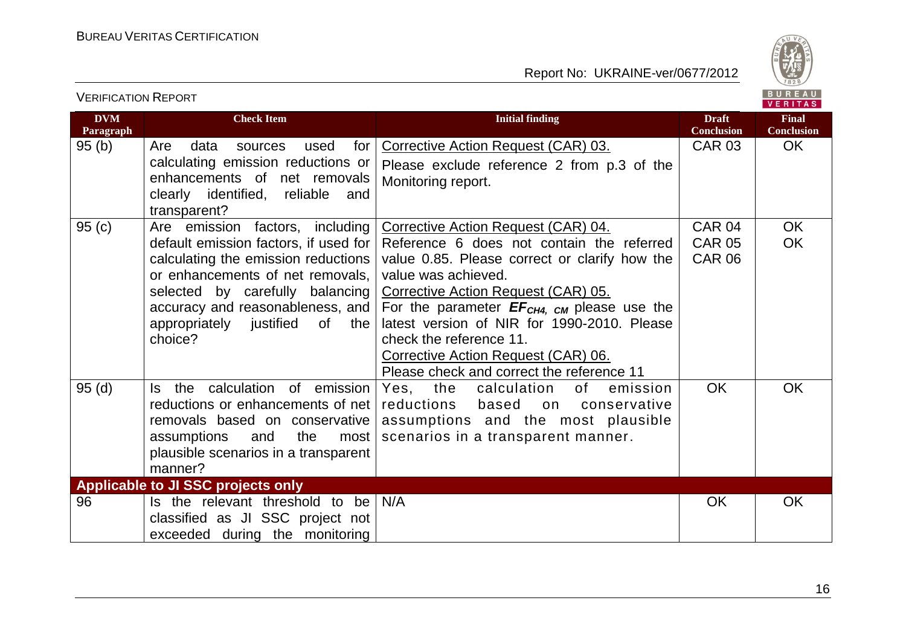| DVM Paragraph | Check Item | Initial finding | Draft Conclusion | Final Conclusion |
|---|---|---|---|---|
| 95 (b) | Are data sources used for calculating emission reductions or enhancements of net removals clearly identified, reliable and transparent? | Corrective Action Request (CAR) 03.<br>Please exclude reference 2 from p.3 of the Monitoring report. | CAR 03 | OK |
| 95 (c) | Are emission factors, including default emission factors, if used for calculating the emission reductions or enhancements of net removals, selected by carefully balancing accuracy and reasonableness, and appropriately justified of the choice? | Corrective Action Request (CAR) 04.<br>Reference 6 does not contain the referred value 0.85. Please correct or clarify how the value was achieved.<br>Corrective Action Request (CAR) 05.<br>For the parameter $EF_{CH4,\ CM}$ please use the latest version of NIR for 1990-2010. Please check the reference 11.<br>Corrective Action Request (CAR) 06.<br>Please check and correct the reference 11 | CAR 04<br>CAR 05<br>CAR 06 | OK<br>OK |
| 95 (d) | Is the calculation of emission reductions or enhancements of net removals based on conservative assumptions and the most plausible scenarios in a transparent manner? | Yes, the calculation of emission reductions based on conservative assumptions and the most plausible scenarios in a transparent manner. | OK | OK |
| **Applicable to JI SSC projects only** | | | | |
| 96 | Is the relevant threshold to be classified as JI SSC project not exceeded during the monitoring | N/A | OK | OK |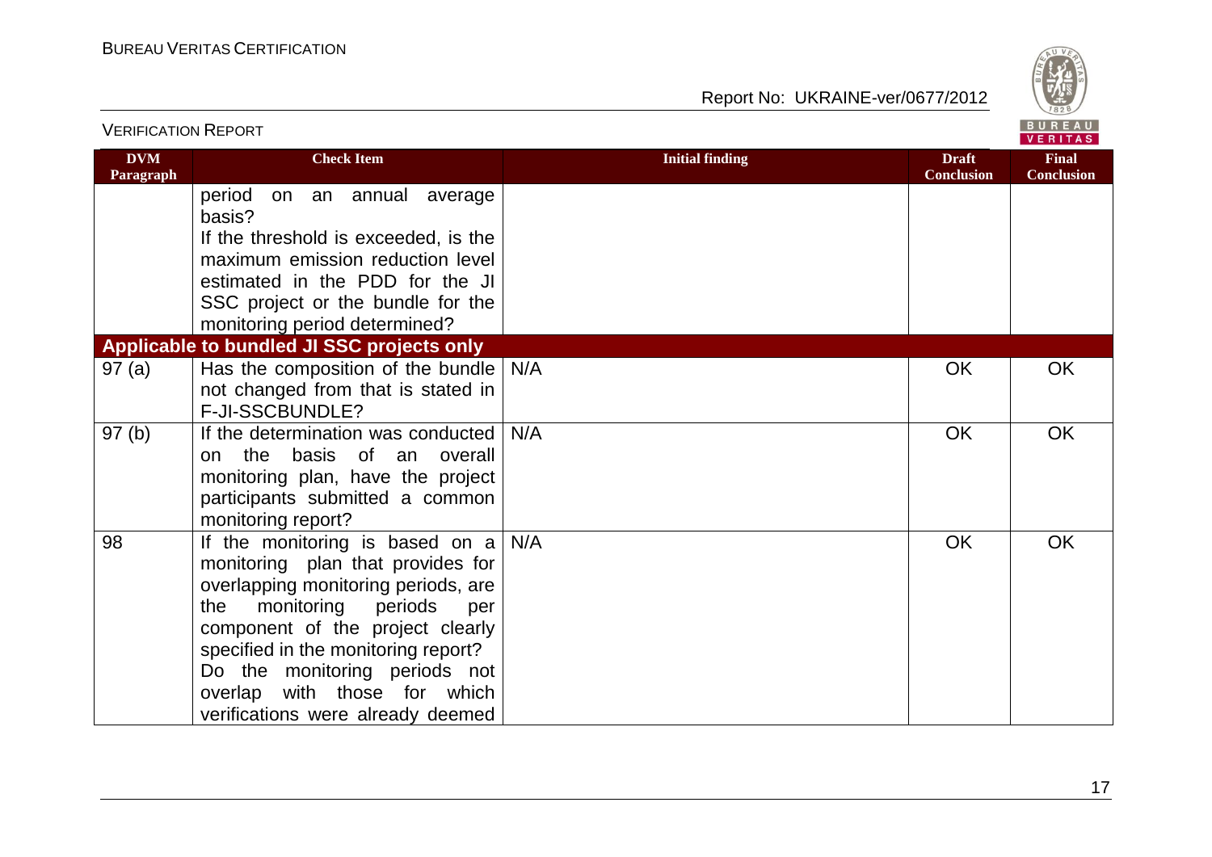| DVM Paragraph | Check Item | Initial finding | Draft Conclusion | Final Conclusion |
|---|---|---|---|---|
| | period on an annual average basis? If the threshold is exceeded, is the maximum emission reduction level estimated in the PDD for the JI SSC project or the bundle for the monitoring period determined? | | | |
| **Applicable to bundled JI SSC projects only** | | | | |
| 97 (a) | Has the composition of the bundle not changed from that is stated in F-JI-SSCBUNDLE? | N/A | OK | OK |
| 97 (b) | If the determination was conducted on the basis of an overall monitoring plan, have the project participants submitted a common monitoring report? | N/A | OK | OK |
| 98 | If the monitoring is based on a monitoring plan that provides for overlapping monitoring periods, are the monitoring periods per component of the project clearly specified in the monitoring report? Do the monitoring periods not overlap with those for which verifications were already deemed | N/A | OK | OK |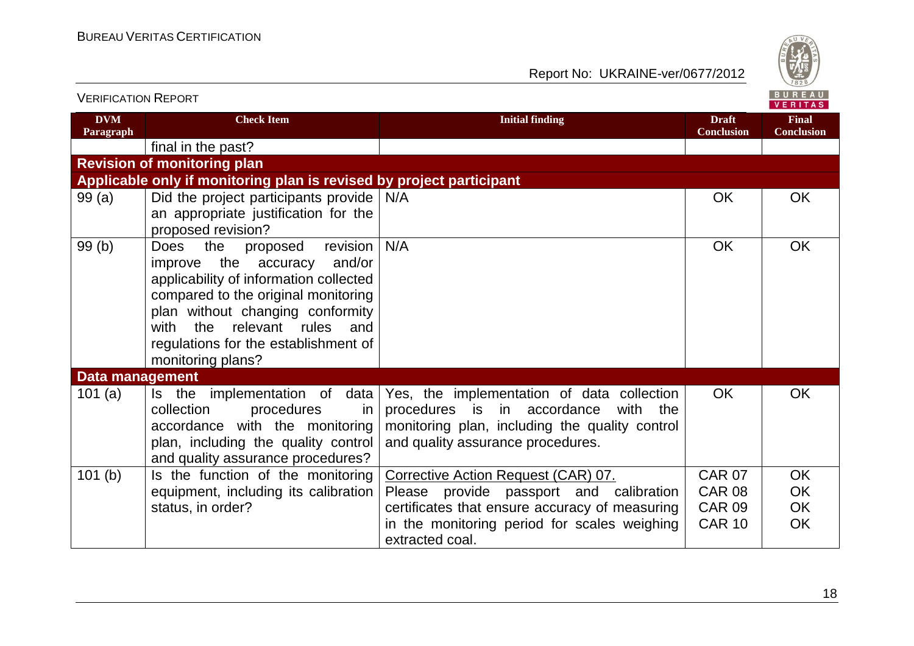| DVM Paragraph | Check Item | Initial finding | Draft Conclusion | Final Conclusion |
|---|---|---|---|---|
| | final in the past? | | | |
| **Revision of monitoring plan** | | | | |
| **Applicable only if monitoring plan is revised by project participant** | | | | |
| 99 (a) | Did the project participants provide an appropriate justification for the proposed revision? | N/A | OK | OK |
| 99 (b) | Does the proposed revision improve the accuracy and/or applicability of information collected compared to the original monitoring plan without changing conformity with the relevant rules and regulations for the establishment of monitoring plans? | N/A | OK | OK |
| **Data management** | | | | |
| 101 (a) | Is the implementation of data collection procedures in accordance with the monitoring plan, including the quality control and quality assurance procedures? | Yes, the implementation of data collection procedures is in accordance with the monitoring plan, including the quality control and quality assurance procedures. | OK | OK |
| 101 (b) | Is the function of the monitoring equipment, including its calibration status, in order? | Corrective Action Request (CAR) 07.<br>Please provide passport and calibration certificates that ensure accuracy of measuring in the monitoring period for scales weighing extracted coal. | CAR 07<br>CAR 08<br>CAR 09<br>CAR 10 | OK<br>OK<br>OK<br>OK |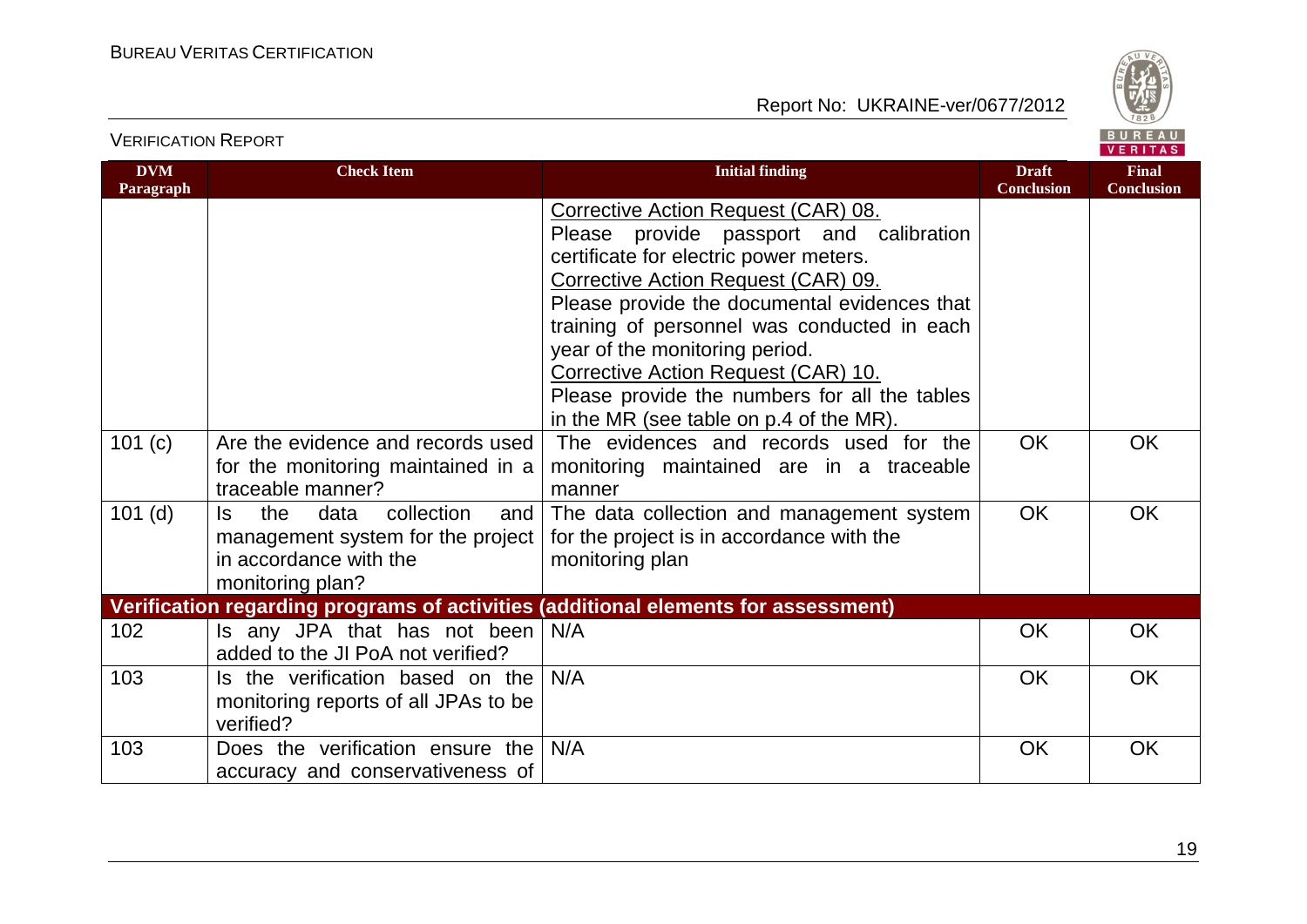| DVM Paragraph | Check Item | Initial finding | Draft Conclusion | Final Conclusion |
|---|---|---|---|---|
| | | Corrective Action Request (CAR) 08. Please provide passport and calibration certificate for electric power meters. Corrective Action Request (CAR) 09. Please provide the documental evidences that training of personnel was conducted in each year of the monitoring period. Corrective Action Request (CAR) 10. Please provide the numbers for all the tables in the MR (see table on p.4 of the MR). | | |
| 101 (c) | Are the evidence and records used for the monitoring maintained in a traceable manner? | The evidences and records used for the monitoring maintained are in a traceable manner | OK | OK |
| 101 (d) | Is the data collection and management system for the project in accordance with the monitoring plan? | The data collection and management system for the project is in accordance with the monitoring plan | OK | OK |
| **Verification regarding programs of activities (additional elements for assessment)** | | | | |
| 102 | Is any JPA that has not been added to the JI PoA not verified? | N/A | OK | OK |
| 103 | Is the verification based on the monitoring reports of all JPAs to be verified? | N/A | OK | OK |
| 103 | Does the verification ensure the accuracy and conservativeness of | N/A | OK | OK |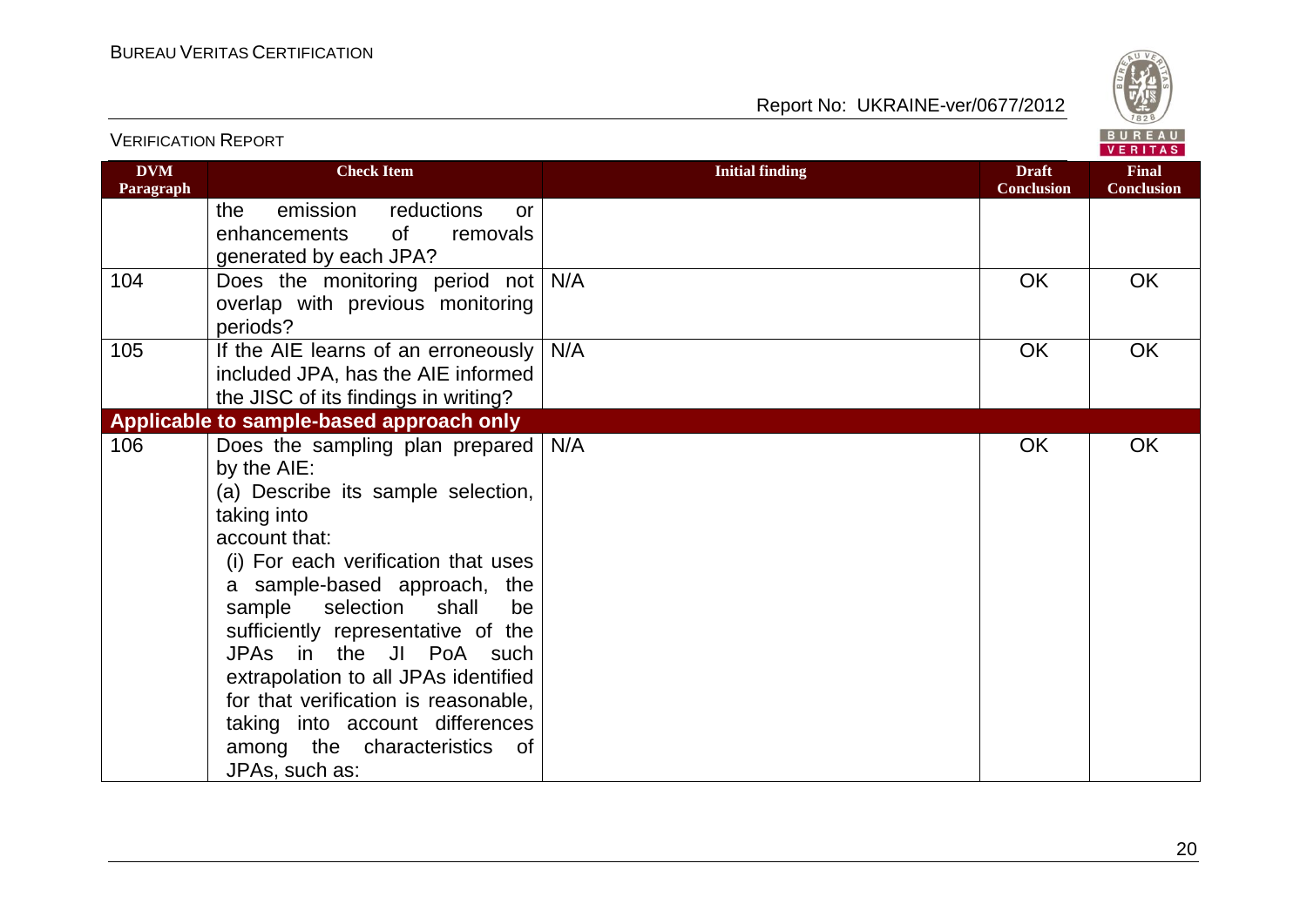| DVM Paragraph | Check Item | Initial finding | Draft Conclusion | Final Conclusion |
|---|---|---|---|---|
| | the emission reductions or enhancements of removals generated by each JPA? | | | |
| 104 | Does the monitoring period not overlap with previous monitoring periods? | N/A | OK | OK |
| 105 | If the AIE learns of an erroneously included JPA, has the AIE informed the JISC of its findings in writing? | N/A | OK | OK |
| **Applicable to sample-based approach only** | | | | |
| 106 | Does the sampling plan prepared by the AIE:<br>(a) Describe its sample selection, taking into account that:<br>(i) For each verification that uses a sample-based approach, the sample selection shall be sufficiently representative of the JPAs in the JI PoA such extrapolation to all JPAs identified for that verification is reasonable, taking into account differences among the characteristics of JPAs, such as: | N/A | OK | OK |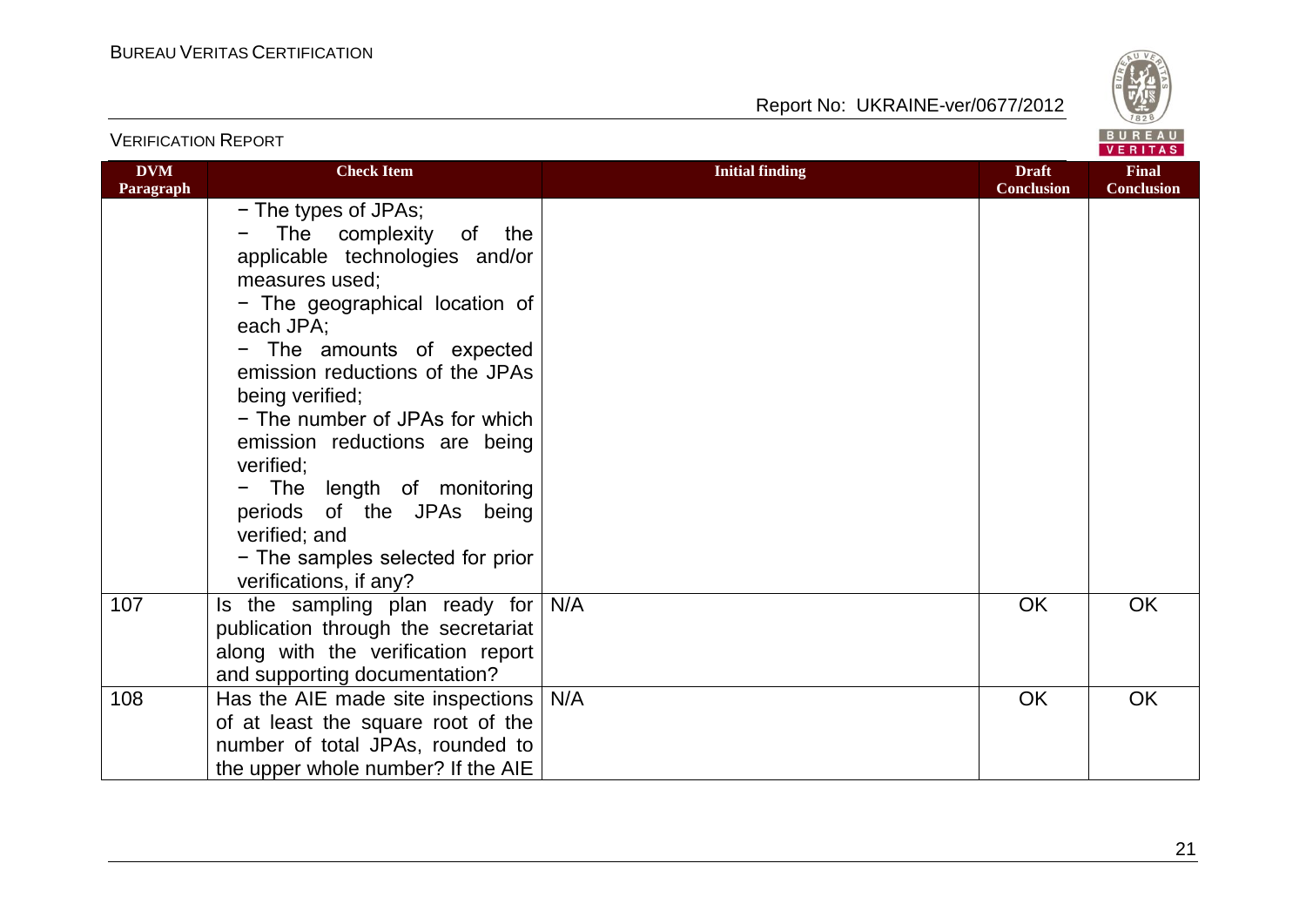| DVM Paragraph | Check Item | Initial finding | Draft Conclusion | Final Conclusion |
|---|---|---|---|---|
| | − The types of JPAs;<br>− The complexity of the applicable technologies and/or measures used;<br>− The geographical location of each JPA;<br>− The amounts of expected emission reductions of the JPAs being verified;<br>− The number of JPAs for which emission reductions are being verified;<br>− The length of monitoring periods of the JPAs being verified; and<br>− The samples selected for prior verifications, if any? | | | |
| 107 | Is the sampling plan ready for publication through the secretariat along with the verification report and supporting documentation? | N/A | OK | OK |
| 108 | Has the AIE made site inspections of at least the square root of the number of total JPAs, rounded to the upper whole number? If the AIE | N/A | OK | OK |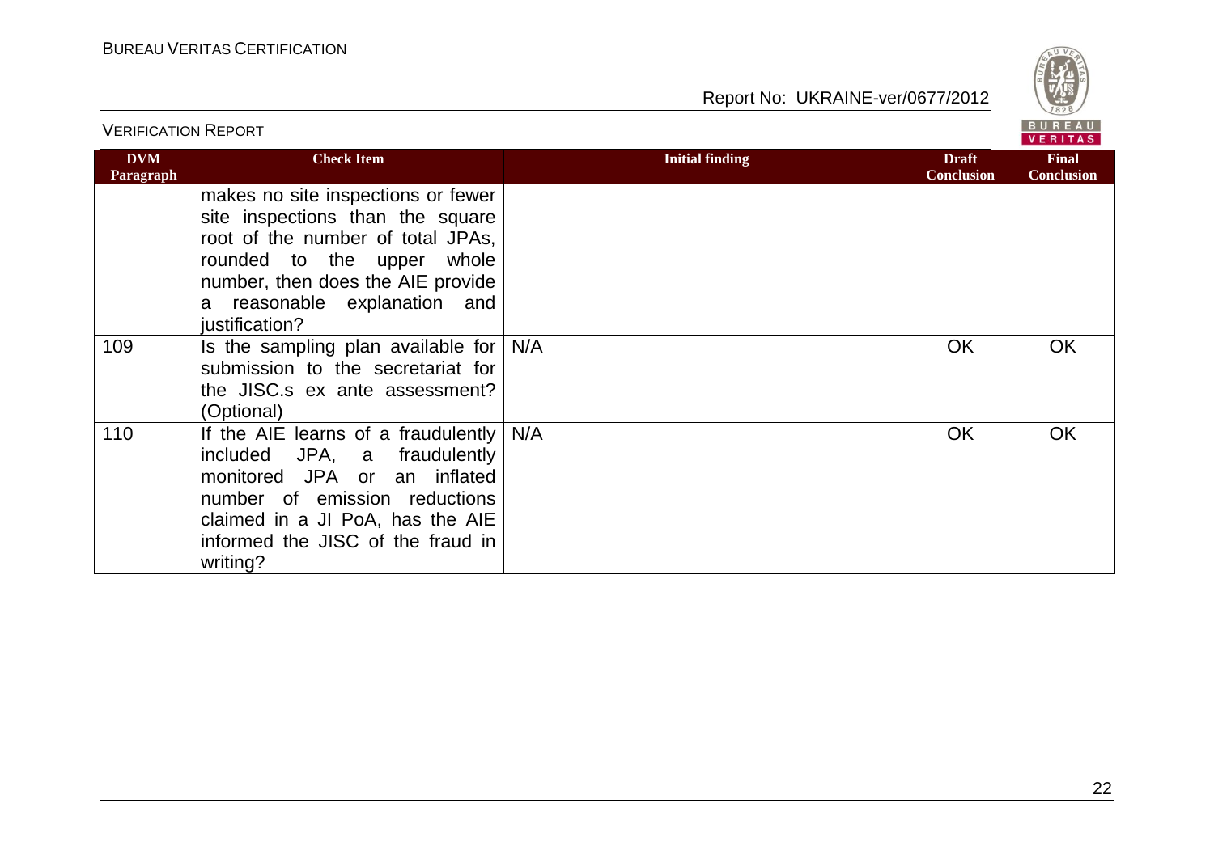| DVM Paragraph | Check Item | Initial finding | Draft Conclusion | Final Conclusion |
|---|---|---|---|---|
| | makes no site inspections or fewer site inspections than the square root of the number of total JPAs, rounded to the upper whole number, then does the AIE provide a reasonable explanation and justification? | | | |
| 109 | Is the sampling plan available for submission to the secretariat for the JISC.s ex ante assessment? (Optional) | N/A | OK | OK |
| 110 | If the AIE learns of a fraudulently included JPA, a fraudulently monitored JPA or an inflated number of emission reductions claimed in a JI PoA, has the AIE informed the JISC of the fraud in writing? | N/A | OK | OK |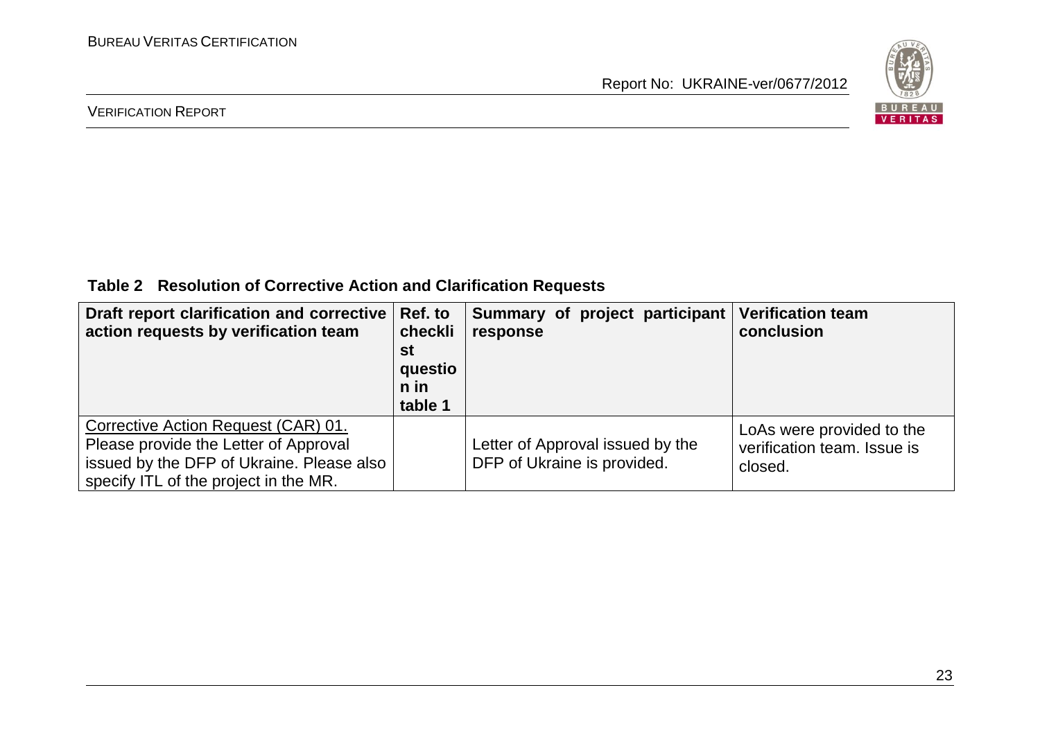**Table 2 Resolution of Corrective Action and Clarification Requests**

| Draft report clarification and corrective action requests by verification team | Ref. to checklist question in table 1 | Summary of project participant response | Verification team conclusion |
|---|---|---|---|
| Corrective Action Request (CAR) 01. Please provide the Letter of Approval issued by the DFP of Ukraine. Please also specify ITL of the project in the MR. | | Letter of Approval issued by the DFP of Ukraine is provided. | LoAs were provided to the verification team. Issue is closed. |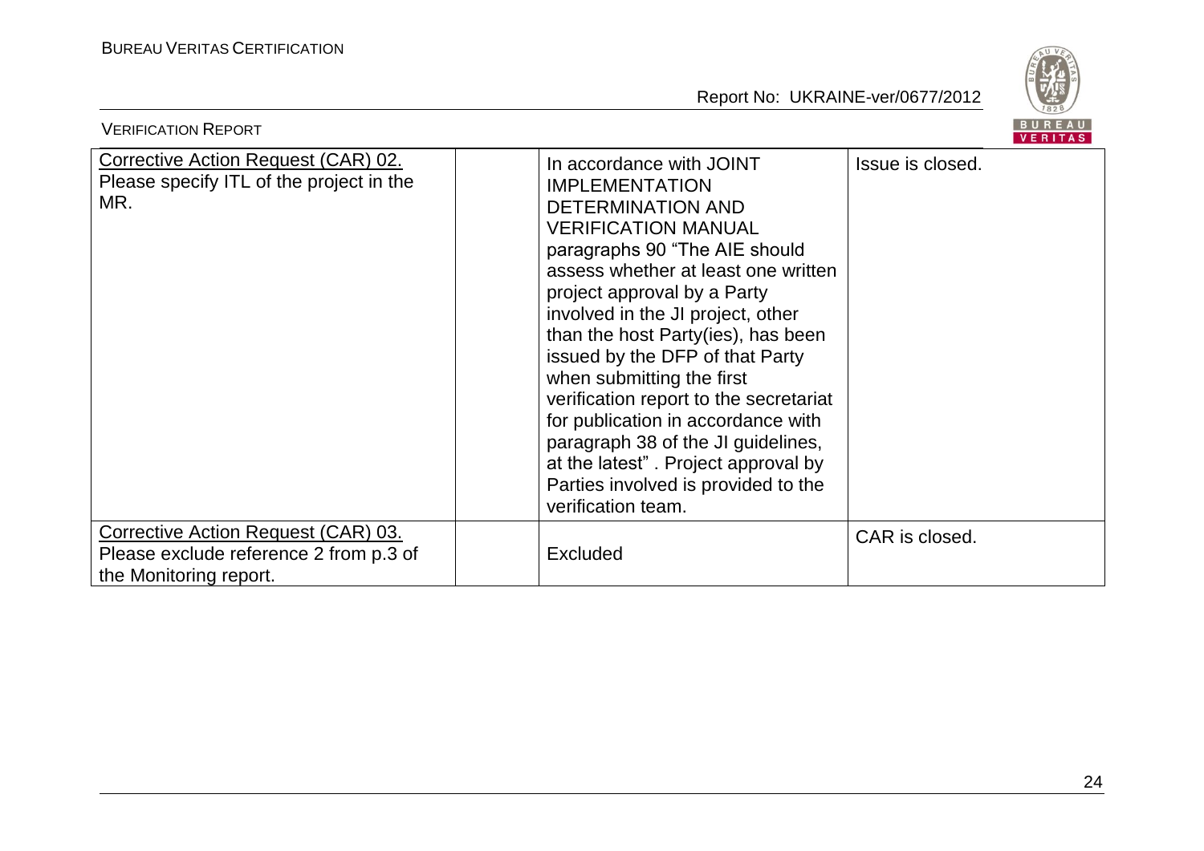| | | | |
|---|---|---|---|
| Corrective Action Request (CAR) 02. Please specify ITL of the project in the MR. | | In accordance with JOINT IMPLEMENTATION DETERMINATION AND VERIFICATION MANUAL paragraphs 90 "The AIE should assess whether at least one written project approval by a Party involved in the JI project, other than the host Party(ies), has been issued by the DFP of that Party when submitting the first verification report to the secretariat for publication in accordance with paragraph 38 of the JI guidelines, at the latest" . Project approval by Parties involved is provided to the verification team. | Issue is closed. |
| Corrective Action Request (CAR) 03. Please exclude reference 2 from p.3 of the Monitoring report. | | Excluded | CAR is closed. |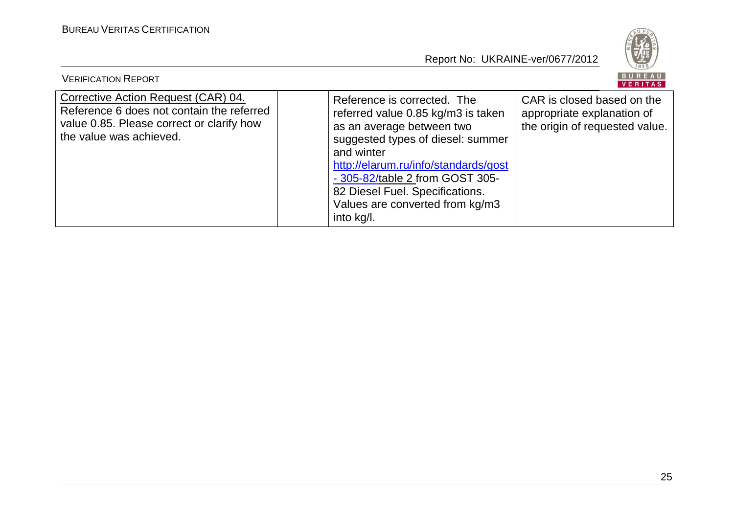| | | | |
|---|---|---|---|
| Corrective Action Request (CAR) 04. Reference 6 does not contain the referred value 0.85. Please correct or clarify how the value was achieved. | | Reference is corrected. The referred value 0.85 kg/m3 is taken as an average between two suggested types of diesel: summer and winter http://elarum.ru/info/standards/gost - 305-82/table 2 from GOST 305-82 Diesel Fuel. Specifications. Values are converted from kg/m3 into kg/l. | CAR is closed based on the appropriate explanation of the origin of requested value. |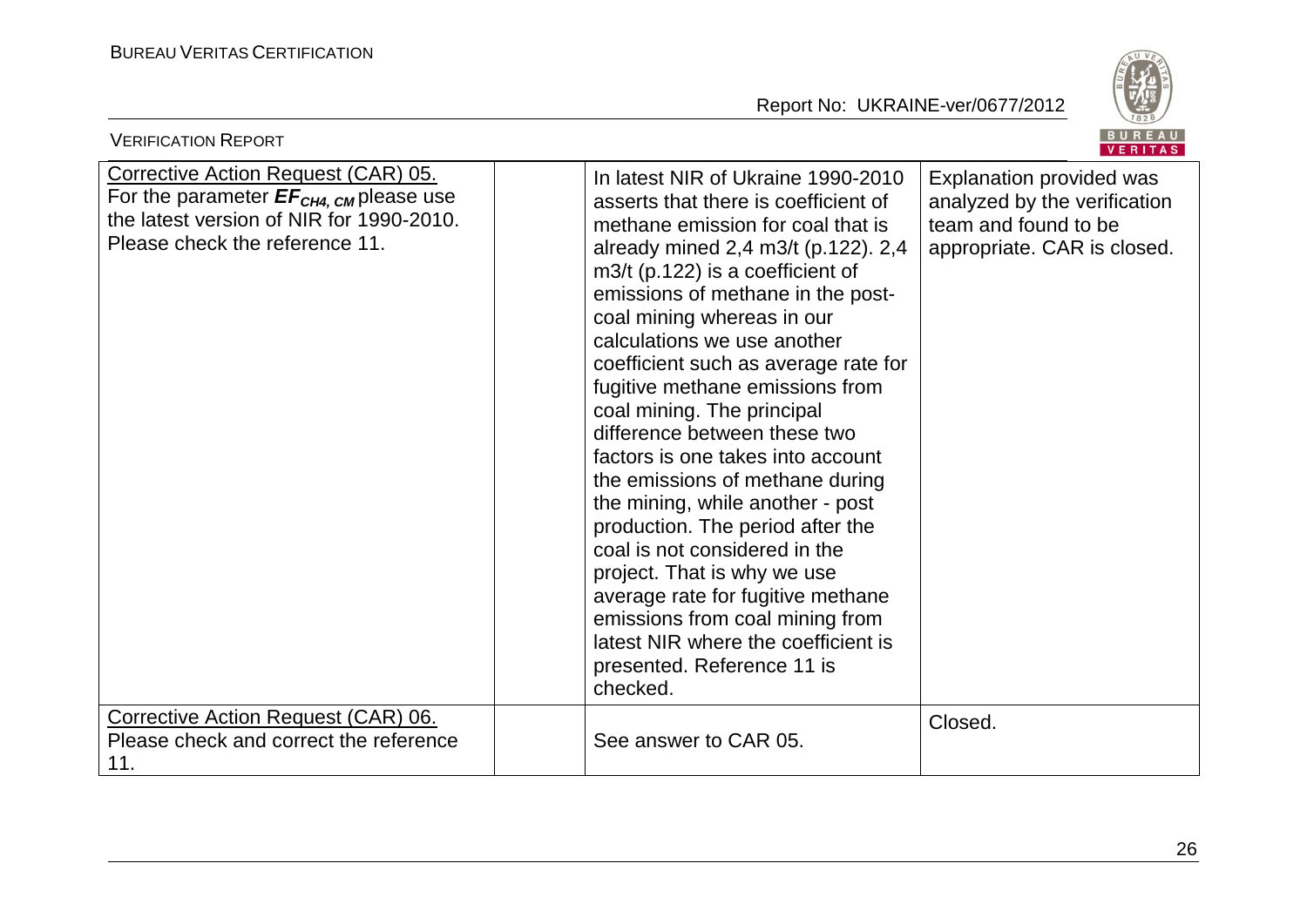| | | | |
|---|---|---|---|
| Corrective Action Request (CAR) 05.<br>For the parameter $EF_{CH4, CM}$ please use the latest version of NIR for 1990-2010. Please check the reference 11. | | In latest NIR of Ukraine 1990-2010 asserts that there is coefficient of methane emission for coal that is already mined 2,4 m3/t (p.122). 2,4 m3/t (p.122) is a coefficient of emissions of methane in the post-coal mining whereas in our calculations we use another coefficient such as average rate for fugitive methane emissions from coal mining. The principal difference between these two factors is one takes into account the emissions of methane during the mining, while another - post production. The period after the coal is not considered in the project. That is why we use average rate for fugitive methane emissions from coal mining from latest NIR where the coefficient is presented. Reference 11 is checked. | Explanation provided was analyzed by the verification team and found to be appropriate. CAR is closed. |
| Corrective Action Request (CAR) 06.<br>Please check and correct the reference 11. | | See answer to CAR 05. | Closed. |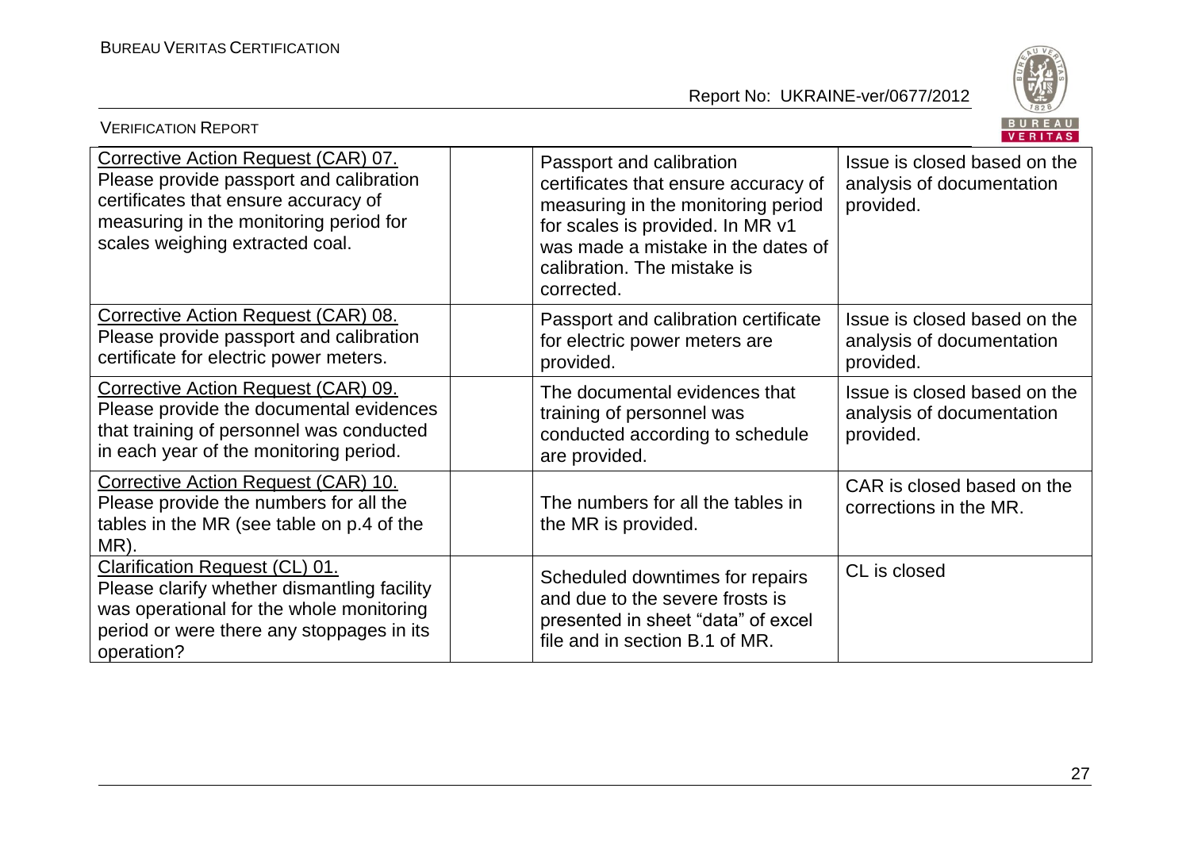| Corrective Action Request (CAR) 07. Please provide passport and calibration certificates that ensure accuracy of measuring in the monitoring period for scales weighing extracted coal. | | Passport and calibration certificates that ensure accuracy of measuring in the monitoring period for scales is provided. In MR v1 was made a mistake in the dates of calibration. The mistake is corrected. | Issue is closed based on the analysis of documentation provided. |
|---|---|---|---|
| Corrective Action Request (CAR) 08. Please provide passport and calibration certificate for electric power meters. | | Passport and calibration certificate for electric power meters are provided. | Issue is closed based on the analysis of documentation provided. |
| Corrective Action Request (CAR) 09. Please provide the documental evidences that training of personnel was conducted in each year of the monitoring period. | | The documental evidences that training of personnel was conducted according to schedule are provided. | Issue is closed based on the analysis of documentation provided. |
| Corrective Action Request (CAR) 10. Please provide the numbers for all the tables in the MR (see table on p.4 of the MR). | | The numbers for all the tables in the MR is provided. | CAR is closed based on the corrections in the MR. |
| Clarification Request (CL) 01. Please clarify whether dismantling facility was operational for the whole monitoring period or were there any stoppages in its operation? | | Scheduled downtimes for repairs and due to the severe frosts is presented in sheet "data" of excel file and in section B.1 of MR. | CL is closed |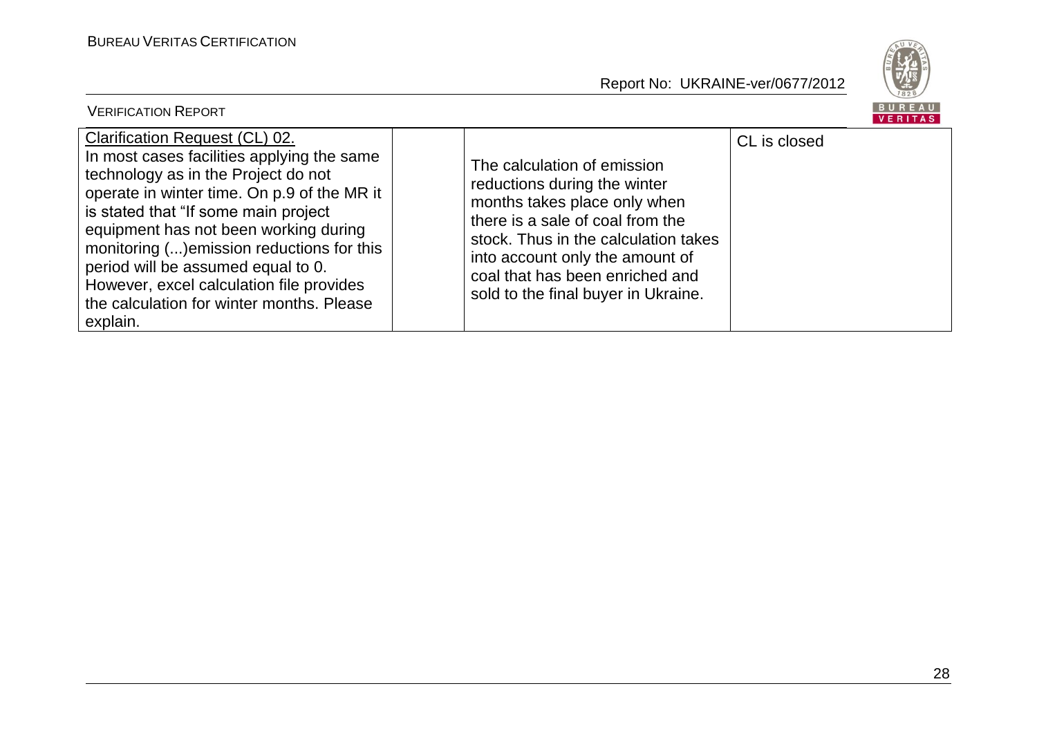| | | | |
|---|---|---|---|
| Clarification Request (CL) 02.<br>In most cases facilities applying the same technology as in the Project do not operate in winter time. On p.9 of the MR it is stated that "If some main project equipment has not been working during monitoring (...)emission reductions for this period will be assumed equal to 0. However, excel calculation file provides the calculation for winter months. Please explain. | | The calculation of emission reductions during the winter months takes place only when there is a sale of coal from the stock. Thus in the calculation takes into account only the amount of coal that has been enriched and sold to the final buyer in Ukraine. | CL is closed |